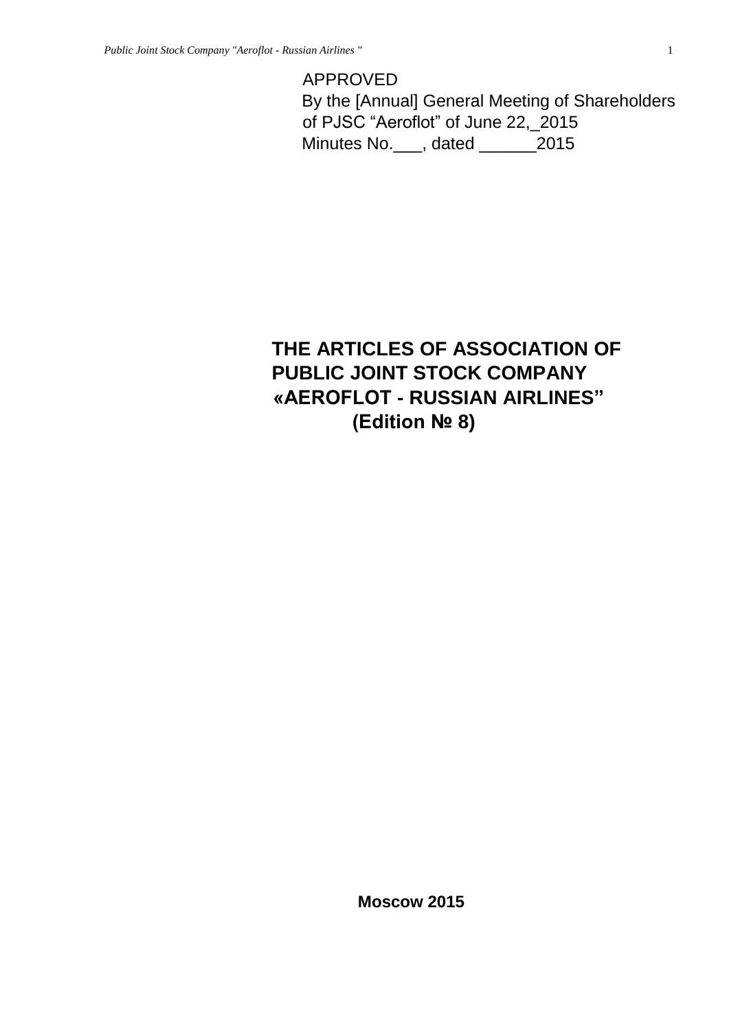APPROVED
By the [Annual] General Meeting of Shareholders
of PJSC "Aeroflot" of June 22,_2015
Minutes No.___, dated ______2015

# THE ARTICLES OF ASSOCIATION OF PUBLIC JOINT STOCK COMPANY «AEROFLOT - RUSSIAN AIRLINES" (Edition № 8)

**Moscow 2015**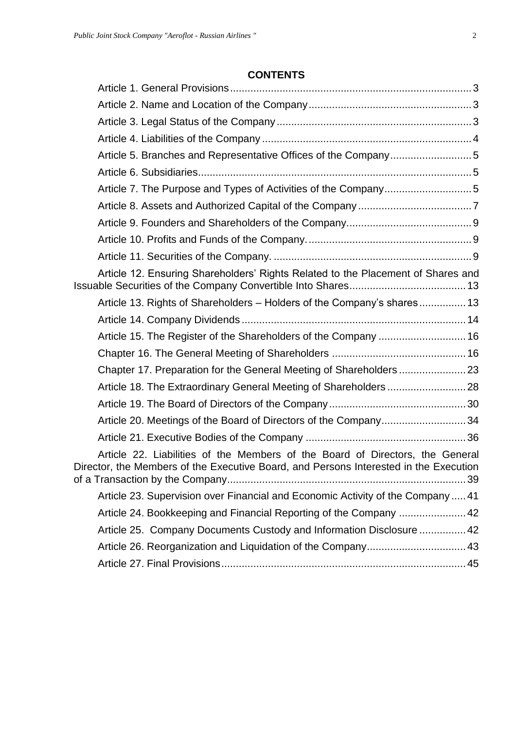## CONTENTS

Article 1. General Provisions .......... 3

Article 2. Name and Location of the Company .......... 3

Article 3. Legal Status of the Company .......... 3

Article 4. Liabilities of the Company .......... 4

Article 5. Branches and Representative Offices of the Company .......... 5

Article 6. Subsidiaries .......... 5

Article 7. The Purpose and Types of Activities of the Company .......... 5

Article 8. Assets and Authorized Capital of the Company .......... 7

Article 9. Founders and Shareholders of the Company .......... 9

Article 10. Profits and Funds of the Company. .......... 9

Article 11. Securities of the Company. .......... 9

Article 12. Ensuring Shareholders' Rights Related to the Placement of Shares and Issuable Securities of the Company Convertible Into Shares .......... 13

Article 13. Rights of Shareholders – Holders of the Company's shares .......... 13

Article 14. Company Dividends .......... 14

Article 15. The Register of the Shareholders of the Company .......... 16

Chapter 16. The General Meeting of Shareholders .......... 16

Chapter 17. Preparation for the General Meeting of Shareholders .......... 23

Article 18. The Extraordinary General Meeting of Shareholders .......... 28

Article 19. The Board of Directors of the Company .......... 30

Article 20. Meetings of the Board of Directors of the Company .......... 34

Article 21. Executive Bodies of the Company .......... 36

Article 22. Liabilities of the Members of the Board of Directors, the General Director, the Members of the Executive Board, and Persons Interested in the Execution of a Transaction by the Company .......... 39

Article 23. Supervision over Financial and Economic Activity of the Company .......... 41

Article 24. Bookkeeping and Financial Reporting of the Company .......... 42

Article 25. Company Documents Custody and Information Disclosure .......... 42

Article 26. Reorganization and Liquidation of the Company .......... 43

Article 27. Final Provisions .......... 45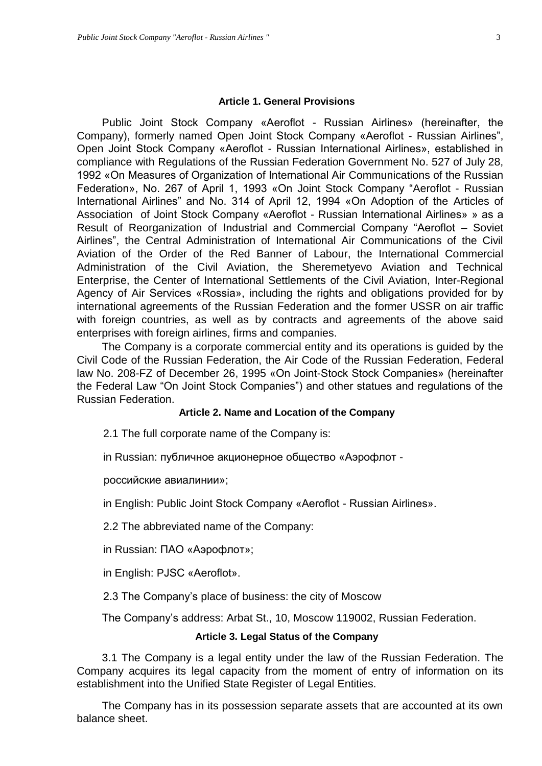## Article 1. General Provisions

Public Joint Stock Company «Aeroflot - Russian Airlines» (hereinafter, the Company), formerly named Open Joint Stock Company «Aeroflot - Russian Airlines", Open Joint Stock Company «Aeroflot - Russian International Airlines», established in compliance with Regulations of the Russian Federation Government No. 527 of July 28, 1992 «On Measures of Organization of International Air Communications of the Russian Federation», No. 267 of April 1, 1993 «On Joint Stock Company "Aeroflot - Russian International Airlines" and No. 314 of April 12, 1994 «On Adoption of the Articles of Association of Joint Stock Company «Aeroflot - Russian International Airlines» » as a Result of Reorganization of Industrial and Commercial Company "Aeroflot – Soviet Airlines", the Central Administration of International Air Communications of the Civil Aviation of the Order of the Red Banner of Labour, the International Commercial Administration of the Civil Aviation, the Sheremetyevo Aviation and Technical Enterprise, the Center of International Settlements of the Civil Aviation, Inter-Regional Agency of Air Services «Rossia», including the rights and obligations provided for by international agreements of the Russian Federation and the former USSR on air traffic with foreign countries, as well as by contracts and agreements of the above said enterprises with foreign airlines, firms and companies.

The Company is a corporate commercial entity and its operations is guided by the Civil Code of the Russian Federation, the Air Code of the Russian Federation, Federal law No. 208-FZ of December 26, 1995 «On Joint-Stock Stock Companies» (hereinafter the Federal Law "On Joint Stock Companies") and other statues and regulations of the Russian Federation.

## Article 2. Name and Location of the Company

2.1 The full corporate name of the Company is:

in Russian: публичное акционерное общество «Аэрофлот -

российские авиалинии»;

in English: Public Joint Stock Company «Aeroflot - Russian Airlines».

2.2 The abbreviated name of the Company:

in Russian: ПАО «Аэрофлот»;

in English: PJSC «Aeroflot».

2.3 The Company's place of business: the city of Moscow

The Company's address: Arbat St., 10, Moscow 119002, Russian Federation.

## Article 3. Legal Status of the Company

3.1 The Company is a legal entity under the law of the Russian Federation. The Company acquires its legal capacity from the moment of entry of information on its establishment into the Unified State Register of Legal Entities.

The Company has in its possession separate assets that are accounted at its own balance sheet.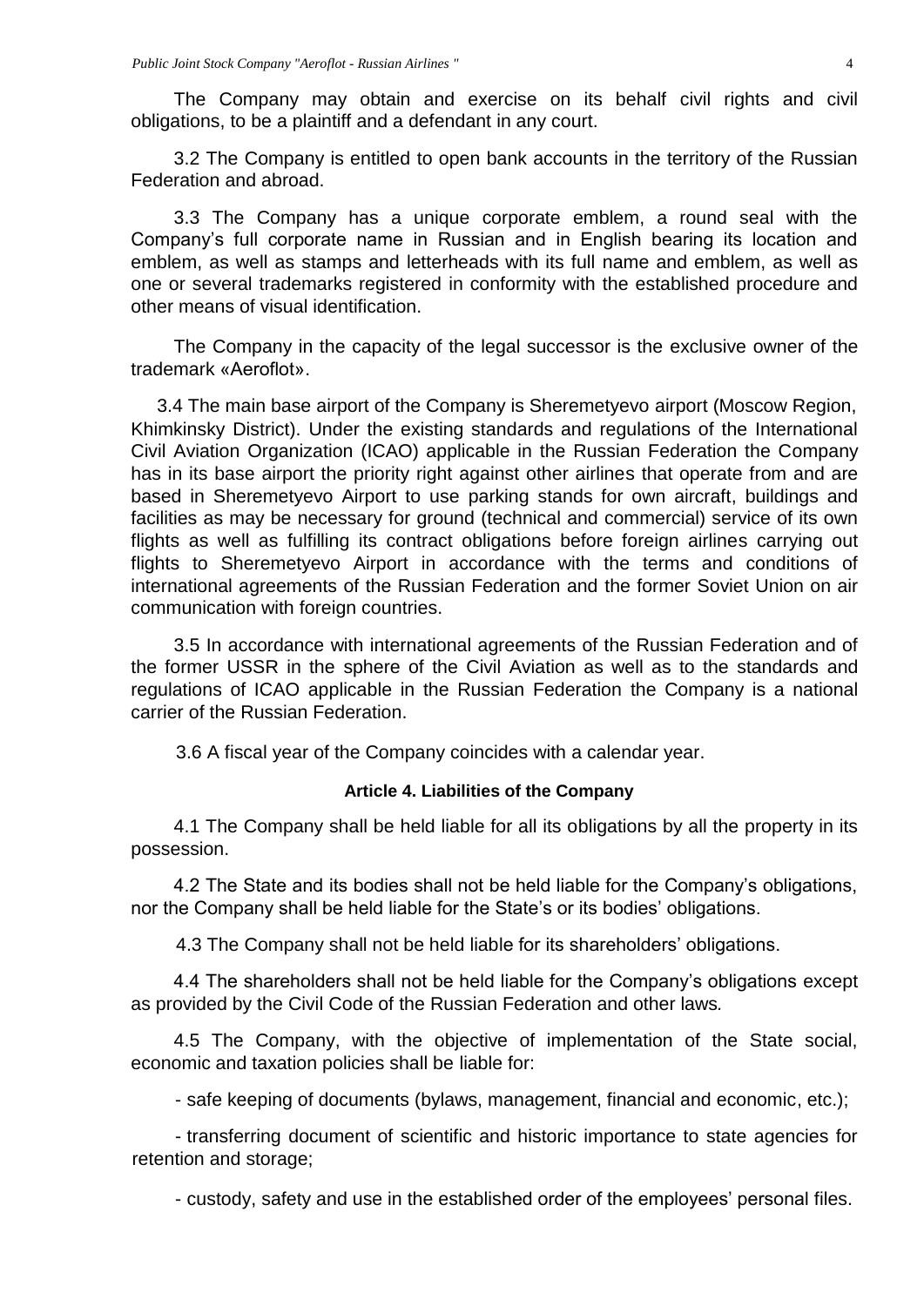The Company may obtain and exercise on its behalf civil rights and civil obligations, to be a plaintiff and a defendant in any court.

3.2 The Company is entitled to open bank accounts in the territory of the Russian Federation and abroad.

3.3 The Company has a unique corporate emblem, a round seal with the Company's full corporate name in Russian and in English bearing its location and emblem, as well as stamps and letterheads with its full name and emblem, as well as one or several trademarks registered in conformity with the established procedure and other means of visual identification.

The Company in the capacity of the legal successor is the exclusive owner of the trademark «Aeroflot».

3.4 The main base airport of the Company is Sheremetyevo airport (Moscow Region, Khimkinsky District). Under the existing standards and regulations of the International Civil Aviation Organization (ICAO) applicable in the Russian Federation the Company has in its base airport the priority right against other airlines that operate from and are based in Sheremetyevo Airport to use parking stands for own aircraft, buildings and facilities as may be necessary for ground (technical and commercial) service of its own flights as well as fulfilling its contract obligations before foreign airlines carrying out flights to Sheremetyevo Airport in accordance with the terms and conditions of international agreements of the Russian Federation and the former Soviet Union on air communication with foreign countries.

3.5 In accordance with international agreements of the Russian Federation and of the former USSR in the sphere of the Civil Aviation as well as to the standards and regulations of ICAO applicable in the Russian Federation the Company is a national carrier of the Russian Federation.

3.6 A fiscal year of the Company coincides with a calendar year.

#### Article 4. Liabilities of the Company

4.1 The Company shall be held liable for all its obligations by all the property in its possession.

4.2 The State and its bodies shall not be held liable for the Company's obligations, nor the Company shall be held liable for the State's or its bodies' obligations.

4.3 The Company shall not be held liable for its shareholders' obligations.

4.4 The shareholders shall not be held liable for the Company's obligations except as provided by the Civil Code of the Russian Federation and other laws.

4.5 The Company, with the objective of implementation of the State social, economic and taxation policies shall be liable for:

- safe keeping of documents (bylaws, management, financial and economic, etc.);

- transferring document of scientific and historic importance to state agencies for retention and storage;

- custody, safety and use in the established order of the employees' personal files.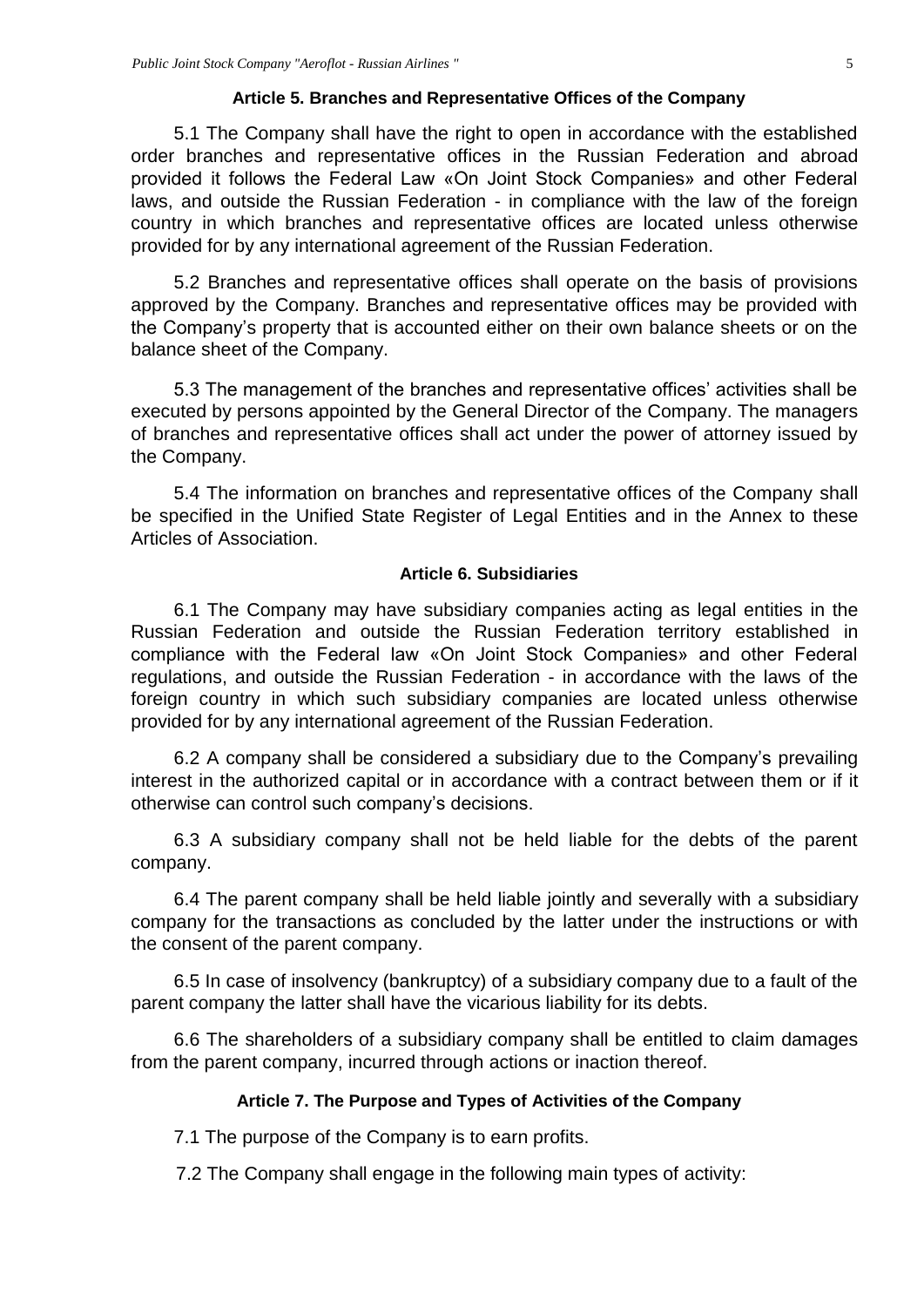## Article 5. Branches and Representative Offices of the Company

5.1 The Company shall have the right to open in accordance with the established order branches and representative offices in the Russian Federation and abroad provided it follows the Federal Law «On Joint Stock Companies» and other Federal laws, and outside the Russian Federation - in compliance with the law of the foreign country in which branches and representative offices are located unless otherwise provided for by any international agreement of the Russian Federation.

5.2 Branches and representative offices shall operate on the basis of provisions approved by the Company. Branches and representative offices may be provided with the Company's property that is accounted either on their own balance sheets or on the balance sheet of the Company.

5.3 The management of the branches and representative offices' activities shall be executed by persons appointed by the General Director of the Company. The managers of branches and representative offices shall act under the power of attorney issued by the Company.

5.4 The information on branches and representative offices of the Company shall be specified in the Unified State Register of Legal Entities and in the Annex to these Articles of Association.

## Article 6. Subsidiaries

6.1 The Company may have subsidiary companies acting as legal entities in the Russian Federation and outside the Russian Federation territory established in compliance with the Federal law «On Joint Stock Companies» and other Federal regulations, and outside the Russian Federation - in accordance with the laws of the foreign country in which such subsidiary companies are located unless otherwise provided for by any international agreement of the Russian Federation.

6.2 A company shall be considered a subsidiary due to the Company's prevailing interest in the authorized capital or in accordance with a contract between them or if it otherwise can control such company's decisions.

6.3 A subsidiary company shall not be held liable for the debts of the parent company.

6.4 The parent company shall be held liable jointly and severally with a subsidiary company for the transactions as concluded by the latter under the instructions or with the consent of the parent company.

6.5 In case of insolvency (bankruptcy) of a subsidiary company due to a fault of the parent company the latter shall have the vicarious liability for its debts.

6.6 The shareholders of a subsidiary company shall be entitled to claim damages from the parent company, incurred through actions or inaction thereof.

## Article 7. The Purpose and Types of Activities of the Company

7.1 The purpose of the Company is to earn profits.

7.2 The Company shall engage in the following main types of activity: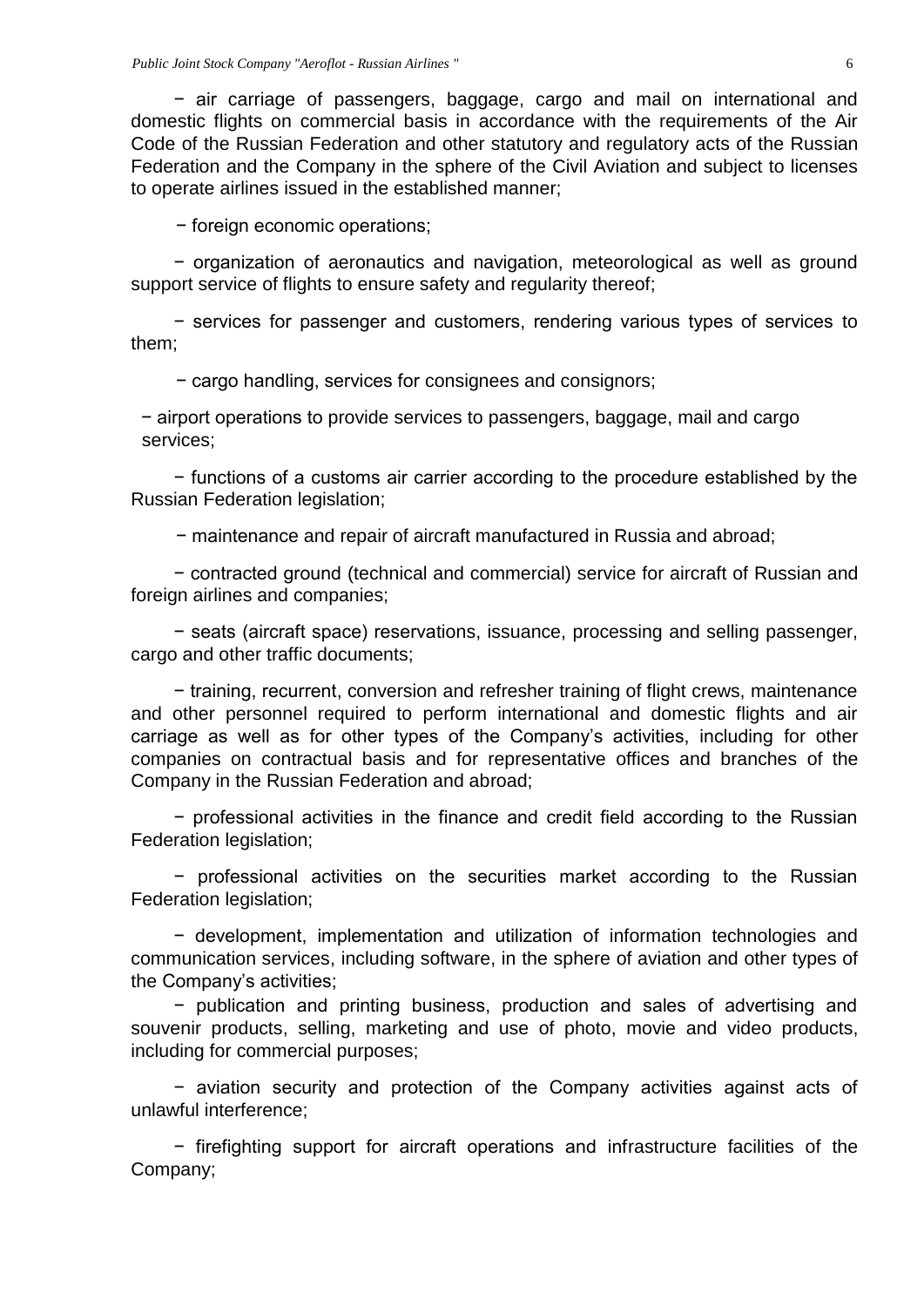− air carriage of passengers, baggage, cargo and mail on international and domestic flights on commercial basis in accordance with the requirements of the Air Code of the Russian Federation and other statutory and regulatory acts of the Russian Federation and the Company in the sphere of the Civil Aviation and subject to licenses to operate airlines issued in the established manner;

− foreign economic operations;

− organization of aeronautics and navigation, meteorological as well as ground support service of flights to ensure safety and regularity thereof;

− services for passenger and customers, rendering various types of services to them;

− cargo handling, services for consignees and consignors;

− airport operations to provide services to passengers, baggage, mail and cargo services;

− functions of a customs air carrier according to the procedure established by the Russian Federation legislation;

− maintenance and repair of aircraft manufactured in Russia and abroad;

− contracted ground (technical and commercial) service for aircraft of Russian and foreign airlines and companies;

− seats (aircraft space) reservations, issuance, processing and selling passenger, cargo and other traffic documents;

− training, recurrent, conversion and refresher training of flight crews, maintenance and other personnel required to perform international and domestic flights and air carriage as well as for other types of the Company's activities, including for other companies on contractual basis and for representative offices and branches of the Company in the Russian Federation and abroad;

− professional activities in the finance and credit field according to the Russian Federation legislation;

− professional activities on the securities market according to the Russian Federation legislation;

− development, implementation and utilization of information technologies and communication services, including software, in the sphere of aviation and other types of the Company's activities;

− publication and printing business, production and sales of advertising and souvenir products, selling, marketing and use of photo, movie and video products, including for commercial purposes;

− aviation security and protection of the Company activities against acts of unlawful interference;

− firefighting support for aircraft operations and infrastructure facilities of the Company;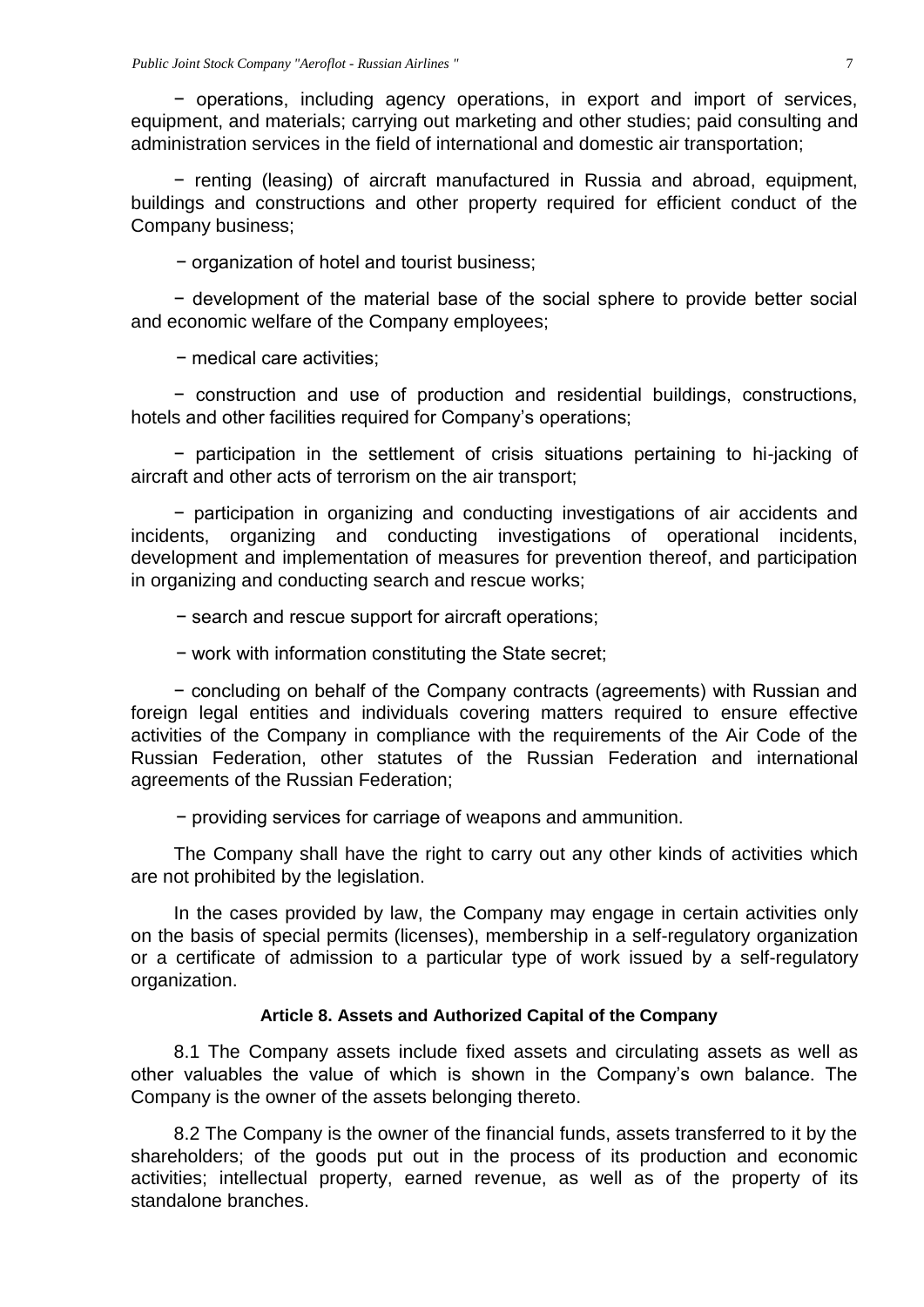− operations, including agency operations, in export and import of services, equipment, and materials; carrying out marketing and other studies; paid consulting and administration services in the field of international and domestic air transportation;

− renting (leasing) of aircraft manufactured in Russia and abroad, equipment, buildings and constructions and other property required for efficient conduct of the Company business;

− organization of hotel and tourist business;

− development of the material base of the social sphere to provide better social and economic welfare of the Company employees;

− medical care activities;

− construction and use of production and residential buildings, constructions, hotels and other facilities required for Company's operations;

− participation in the settlement of crisis situations pertaining to hi-jacking of aircraft and other acts of terrorism on the air transport;

− participation in organizing and conducting investigations of air accidents and incidents, organizing and conducting investigations of operational incidents, development and implementation of measures for prevention thereof, and participation in organizing and conducting search and rescue works;

− search and rescue support for aircraft operations;

− work with information constituting the State secret;

− concluding on behalf of the Company contracts (agreements) with Russian and foreign legal entities and individuals covering matters required to ensure effective activities of the Company in compliance with the requirements of the Air Code of the Russian Federation, other statutes of the Russian Federation and international agreements of the Russian Federation;

− providing services for carriage of weapons and ammunition.

The Company shall have the right to carry out any other kinds of activities which are not prohibited by the legislation.

In the cases provided by law, the Company may engage in certain activities only on the basis of special permits (licenses), membership in a self-regulatory organization or a certificate of admission to a particular type of work issued by a self-regulatory organization.

#### Article 8. Assets and Authorized Capital of the Company

8.1 The Company assets include fixed assets and circulating assets as well as other valuables the value of which is shown in the Company's own balance. The Company is the owner of the assets belonging thereto.

8.2 The Company is the owner of the financial funds, assets transferred to it by the shareholders; of the goods put out in the process of its production and economic activities; intellectual property, earned revenue, as well as of the property of its standalone branches.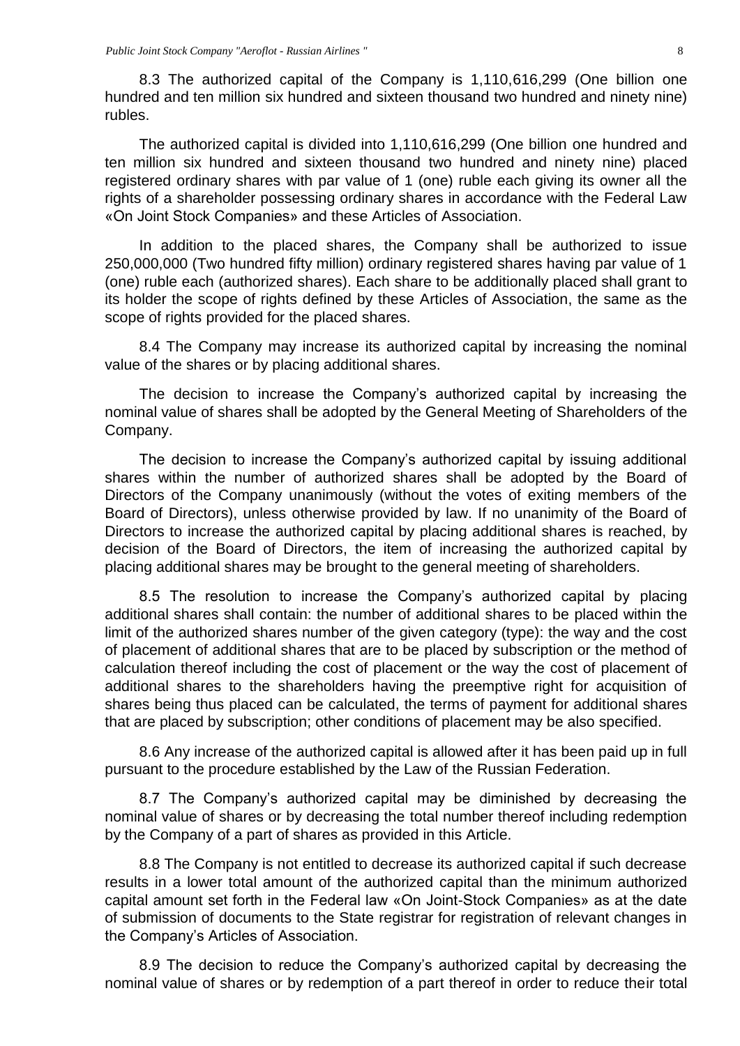8.3 The authorized capital of the Company is 1,110,616,299 (One billion one hundred and ten million six hundred and sixteen thousand two hundred and ninety nine) rubles.

The authorized capital is divided into 1,110,616,299 (One billion one hundred and ten million six hundred and sixteen thousand two hundred and ninety nine) placed registered ordinary shares with par value of 1 (one) ruble each giving its owner all the rights of a shareholder possessing ordinary shares in accordance with the Federal Law «On Joint Stock Companies» and these Articles of Association.

In addition to the placed shares, the Company shall be authorized to issue 250,000,000 (Two hundred fifty million) ordinary registered shares having par value of 1 (one) ruble each (authorized shares). Each share to be additionally placed shall grant to its holder the scope of rights defined by these Articles of Association, the same as the scope of rights provided for the placed shares.

8.4 The Company may increase its authorized capital by increasing the nominal value of the shares or by placing additional shares.

The decision to increase the Company's authorized capital by increasing the nominal value of shares shall be adopted by the General Meeting of Shareholders of the Company.

The decision to increase the Company's authorized capital by issuing additional shares within the number of authorized shares shall be adopted by the Board of Directors of the Company unanimously (without the votes of exiting members of the Board of Directors), unless otherwise provided by law. If no unanimity of the Board of Directors to increase the authorized capital by placing additional shares is reached, by decision of the Board of Directors, the item of increasing the authorized capital by placing additional shares may be brought to the general meeting of shareholders.

8.5 The resolution to increase the Company's authorized capital by placing additional shares shall contain: the number of additional shares to be placed within the limit of the authorized shares number of the given category (type): the way and the cost of placement of additional shares that are to be placed by subscription or the method of calculation thereof including the cost of placement or the way the cost of placement of additional shares to the shareholders having the preemptive right for acquisition of shares being thus placed can be calculated, the terms of payment for additional shares that are placed by subscription; other conditions of placement may be also specified.

8.6 Any increase of the authorized capital is allowed after it has been paid up in full pursuant to the procedure established by the Law of the Russian Federation.

8.7 The Company's authorized capital may be diminished by decreasing the nominal value of shares or by decreasing the total number thereof including redemption by the Company of a part of shares as provided in this Article.

8.8 The Company is not entitled to decrease its authorized capital if such decrease results in a lower total amount of the authorized capital than the minimum authorized capital amount set forth in the Federal law «On Joint-Stock Companies» as at the date of submission of documents to the State registrar for registration of relevant changes in the Company's Articles of Association.

8.9 The decision to reduce the Company's authorized capital by decreasing the nominal value of shares or by redemption of a part thereof in order to reduce their total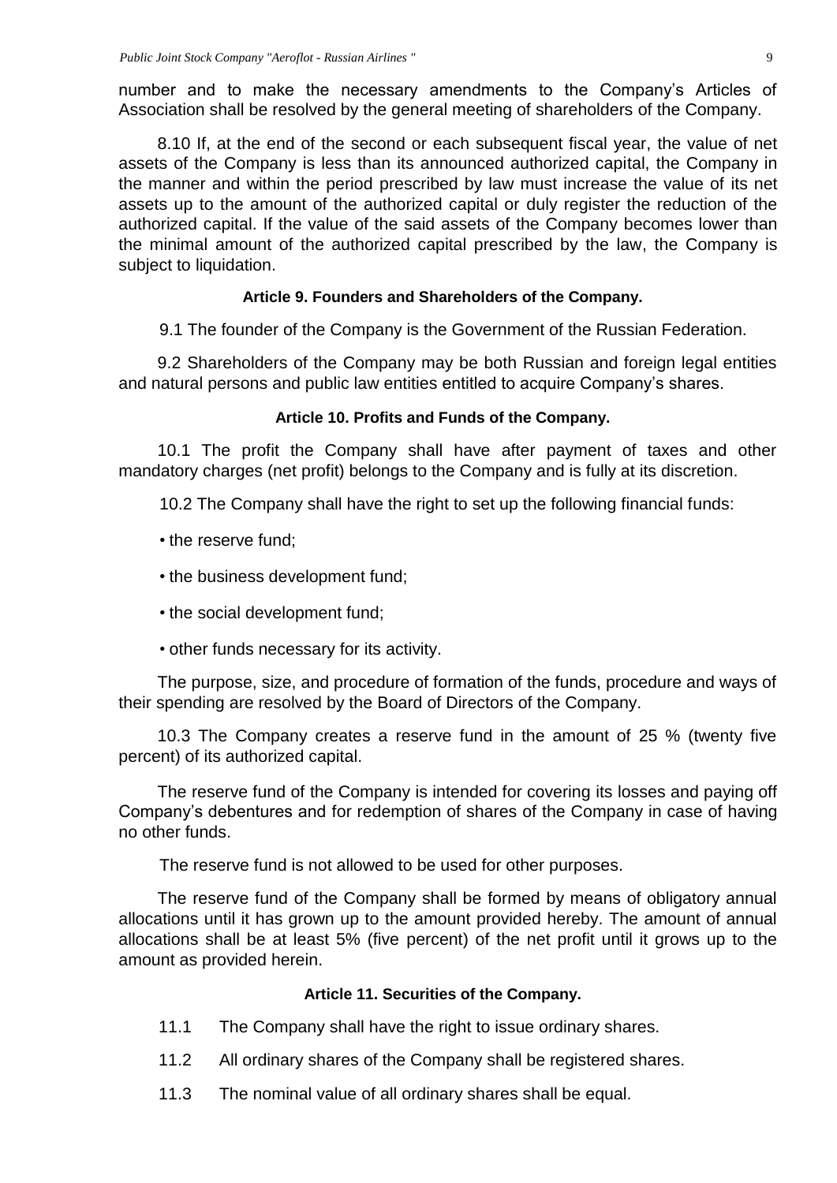number and to make the necessary amendments to the Company's Articles of Association shall be resolved by the general meeting of shareholders of the Company.

8.10 If, at the end of the second or each subsequent fiscal year, the value of net assets of the Company is less than its announced authorized capital, the Company in the manner and within the period prescribed by law must increase the value of its net assets up to the amount of the authorized capital or duly register the reduction of the authorized capital. If the value of the said assets of the Company becomes lower than the minimal amount of the authorized capital prescribed by the law, the Company is subject to liquidation.

#### Article 9. Founders and Shareholders of the Company.

9.1 The founder of the Company is the Government of the Russian Federation.

9.2 Shareholders of the Company may be both Russian and foreign legal entities and natural persons and public law entities entitled to acquire Company's shares.

#### Article 10. Profits and Funds of the Company.

10.1 The profit the Company shall have after payment of taxes and other mandatory charges (net profit) belongs to the Company and is fully at its discretion.

10.2 The Company shall have the right to set up the following financial funds:

- the reserve fund;
- the business development fund;
- the social development fund;
- other funds necessary for its activity.

The purpose, size, and procedure of formation of the funds, procedure and ways of their spending are resolved by the Board of Directors of the Company.

10.3 The Company creates a reserve fund in the amount of 25 % (twenty five percent) of its authorized capital.

The reserve fund of the Company is intended for covering its losses and paying off Company's debentures and for redemption of shares of the Company in case of having no other funds.

The reserve fund is not allowed to be used for other purposes.

The reserve fund of the Company shall be formed by means of obligatory annual allocations until it has grown up to the amount provided hereby. The amount of annual allocations shall be at least 5% (five percent) of the net profit until it grows up to the amount as provided herein.

#### Article 11. Securities of the Company.

11.1 The Company shall have the right to issue ordinary shares.

11.2 All ordinary shares of the Company shall be registered shares.

11.3 The nominal value of all ordinary shares shall be equal.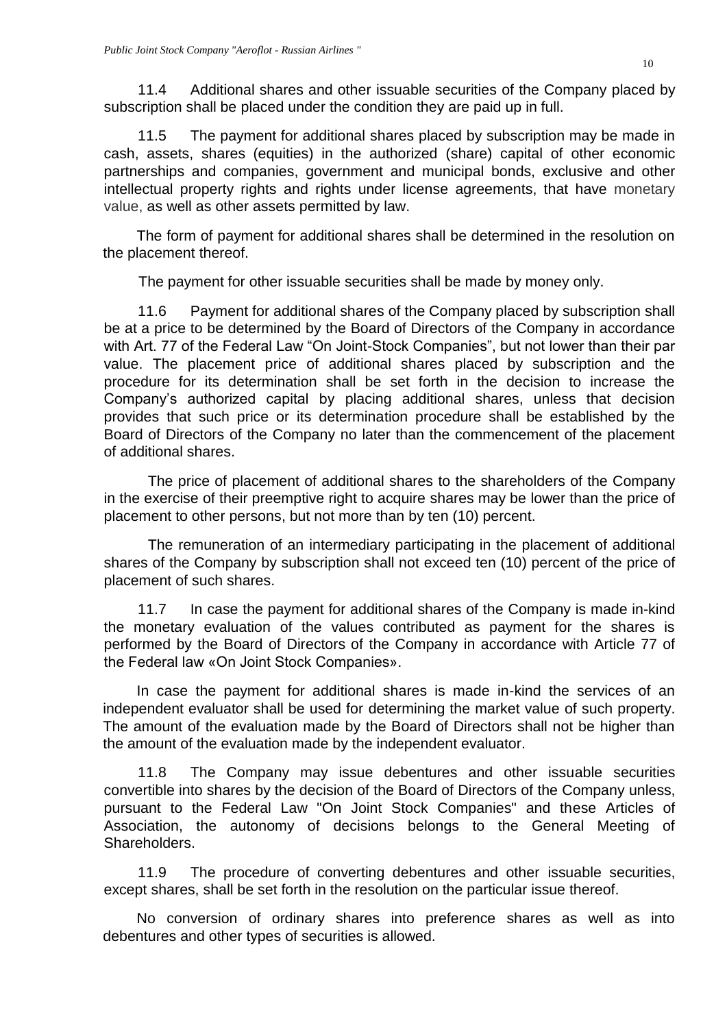11.4 Additional shares and other issuable securities of the Company placed by subscription shall be placed under the condition they are paid up in full.

11.5 The payment for additional shares placed by subscription may be made in cash, assets, shares (equities) in the authorized (share) capital of other economic partnerships and companies, government and municipal bonds, exclusive and other intellectual property rights and rights under license agreements, that have monetary value, as well as other assets permitted by law.

The form of payment for additional shares shall be determined in the resolution on the placement thereof.

The payment for other issuable securities shall be made by money only.

11.6 Payment for additional shares of the Company placed by subscription shall be at a price to be determined by the Board of Directors of the Company in accordance with Art. 77 of the Federal Law "On Joint-Stock Companies", but not lower than their par value. The placement price of additional shares placed by subscription and the procedure for its determination shall be set forth in the decision to increase the Company's authorized capital by placing additional shares, unless that decision provides that such price or its determination procedure shall be established by the Board of Directors of the Company no later than the commencement of the placement of additional shares.

The price of placement of additional shares to the shareholders of the Company in the exercise of their preemptive right to acquire shares may be lower than the price of placement to other persons, but not more than by ten (10) percent.

The remuneration of an intermediary participating in the placement of additional shares of the Company by subscription shall not exceed ten (10) percent of the price of placement of such shares.

11.7 In case the payment for additional shares of the Company is made in-kind the monetary evaluation of the values contributed as payment for the shares is performed by the Board of Directors of the Company in accordance with Article 77 of the Federal law «On Joint Stock Companies».

In case the payment for additional shares is made in-kind the services of an independent evaluator shall be used for determining the market value of such property. The amount of the evaluation made by the Board of Directors shall not be higher than the amount of the evaluation made by the independent evaluator.

11.8 The Company may issue debentures and other issuable securities convertible into shares by the decision of the Board of Directors of the Company unless, pursuant to the Federal Law "On Joint Stock Companies" and these Articles of Association, the autonomy of decisions belongs to the General Meeting of Shareholders.

11.9 The procedure of converting debentures and other issuable securities, except shares, shall be set forth in the resolution on the particular issue thereof.

No conversion of ordinary shares into preference shares as well as into debentures and other types of securities is allowed.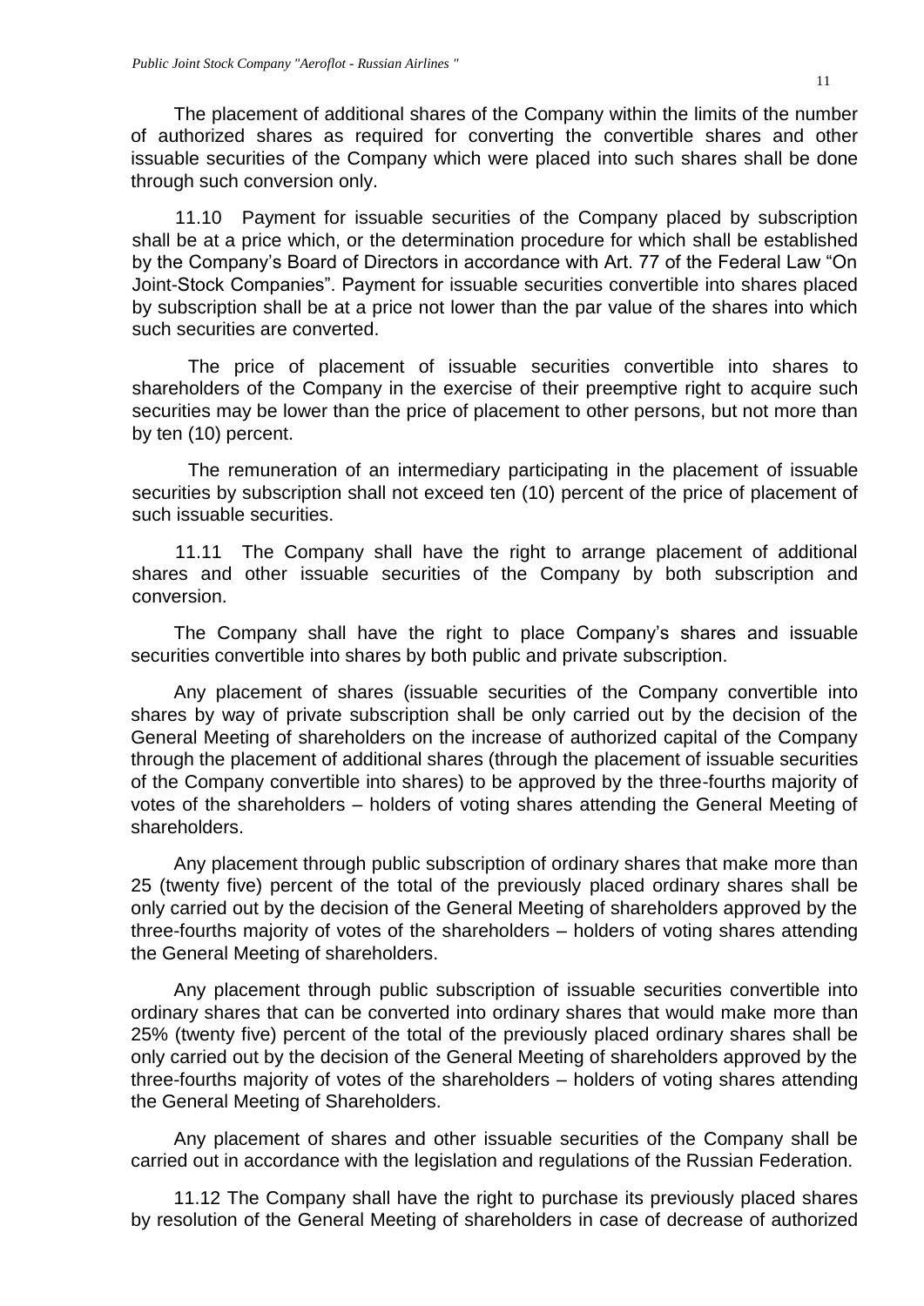The placement of additional shares of the Company within the limits of the number of authorized shares as required for converting the convertible shares and other issuable securities of the Company which were placed into such shares shall be done through such conversion only.

11.10 Payment for issuable securities of the Company placed by subscription shall be at a price which, or the determination procedure for which shall be established by the Company's Board of Directors in accordance with Art. 77 of the Federal Law "On Joint-Stock Companies". Payment for issuable securities convertible into shares placed by subscription shall be at a price not lower than the par value of the shares into which such securities are converted.

The price of placement of issuable securities convertible into shares to shareholders of the Company in the exercise of their preemptive right to acquire such securities may be lower than the price of placement to other persons, but not more than by ten (10) percent.

The remuneration of an intermediary participating in the placement of issuable securities by subscription shall not exceed ten (10) percent of the price of placement of such issuable securities.

11.11 The Company shall have the right to arrange placement of additional shares and other issuable securities of the Company by both subscription and conversion.

The Company shall have the right to place Company's shares and issuable securities convertible into shares by both public and private subscription.

Any placement of shares (issuable securities of the Company convertible into shares by way of private subscription shall be only carried out by the decision of the General Meeting of shareholders on the increase of authorized capital of the Company through the placement of additional shares (through the placement of issuable securities of the Company convertible into shares) to be approved by the three-fourths majority of votes of the shareholders – holders of voting shares attending the General Meeting of shareholders.

Any placement through public subscription of ordinary shares that make more than 25 (twenty five) percent of the total of the previously placed ordinary shares shall be only carried out by the decision of the General Meeting of shareholders approved by the three-fourths majority of votes of the shareholders – holders of voting shares attending the General Meeting of shareholders.

Any placement through public subscription of issuable securities convertible into ordinary shares that can be converted into ordinary shares that would make more than 25% (twenty five) percent of the total of the previously placed ordinary shares shall be only carried out by the decision of the General Meeting of shareholders approved by the three-fourths majority of votes of the shareholders – holders of voting shares attending the General Meeting of Shareholders.

Any placement of shares and other issuable securities of the Company shall be carried out in accordance with the legislation and regulations of the Russian Federation.

11.12 The Company shall have the right to purchase its previously placed shares by resolution of the General Meeting of shareholders in case of decrease of authorized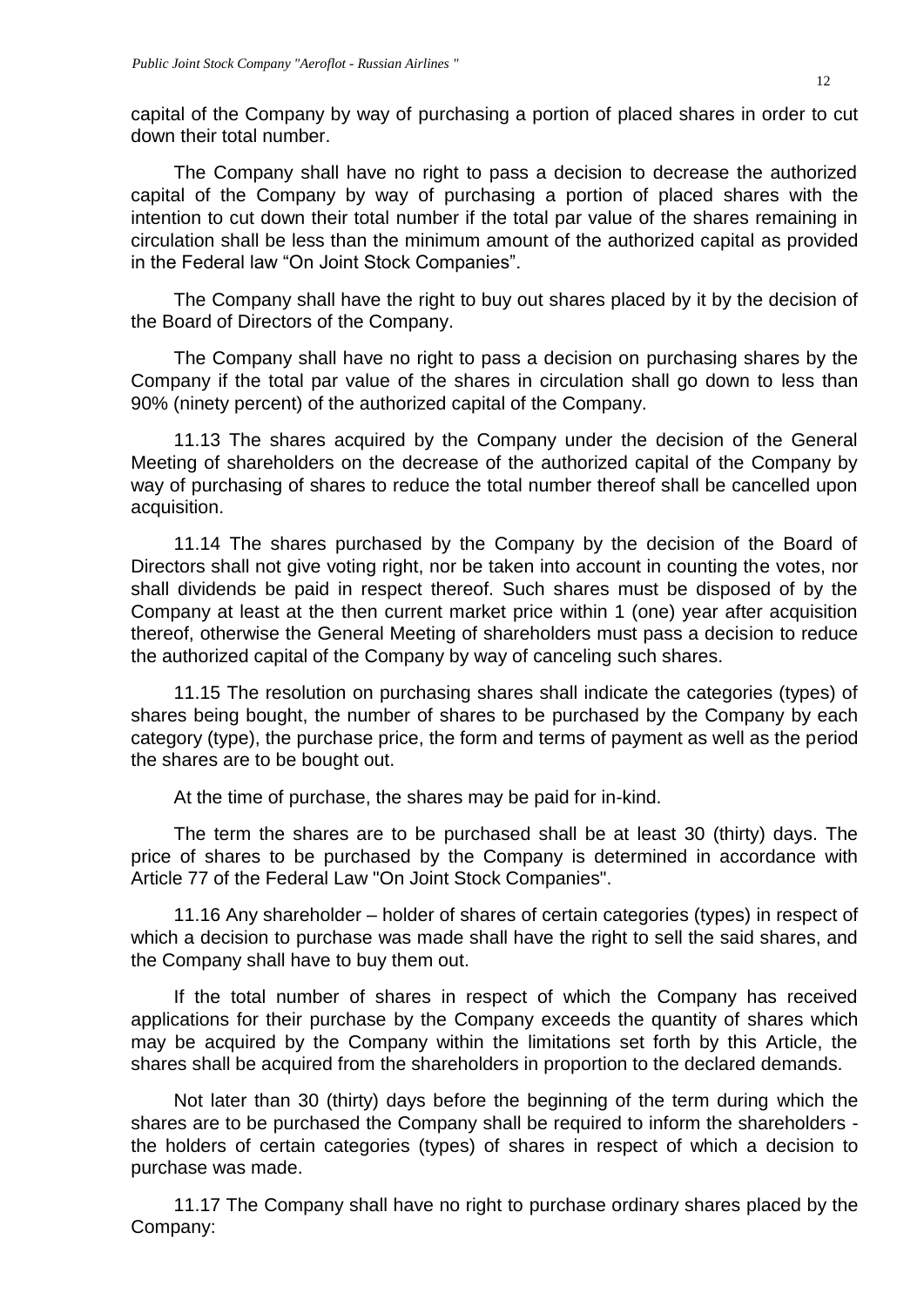capital of the Company by way of purchasing a portion of placed shares in order to cut down their total number.

The Company shall have no right to pass a decision to decrease the authorized capital of the Company by way of purchasing a portion of placed shares with the intention to cut down their total number if the total par value of the shares remaining in circulation shall be less than the minimum amount of the authorized capital as provided in the Federal law “On Joint Stock Companies”.

The Company shall have the right to buy out shares placed by it by the decision of the Board of Directors of the Company.

The Company shall have no right to pass a decision on purchasing shares by the Company if the total par value of the shares in circulation shall go down to less than 90% (ninety percent) of the authorized capital of the Company.

11.13 The shares acquired by the Company under the decision of the General Meeting of shareholders on the decrease of the authorized capital of the Company by way of purchasing of shares to reduce the total number thereof shall be cancelled upon acquisition.

11.14 The shares purchased by the Company by the decision of the Board of Directors shall not give voting right, nor be taken into account in counting the votes, nor shall dividends be paid in respect thereof. Such shares must be disposed of by the Company at least at the then current market price within 1 (one) year after acquisition thereof, otherwise the General Meeting of shareholders must pass a decision to reduce the authorized capital of the Company by way of canceling such shares.

11.15 The resolution on purchasing shares shall indicate the categories (types) of shares being bought, the number of shares to be purchased by the Company by each category (type), the purchase price, the form and terms of payment as well as the period the shares are to be bought out.

At the time of purchase, the shares may be paid for in-kind.

The term the shares are to be purchased shall be at least 30 (thirty) days. The price of shares to be purchased by the Company is determined in accordance with Article 77 of the Federal Law "On Joint Stock Companies".

11.16 Any shareholder – holder of shares of certain categories (types) in respect of which a decision to purchase was made shall have the right to sell the said shares, and the Company shall have to buy them out.

If the total number of shares in respect of which the Company has received applications for their purchase by the Company exceeds the quantity of shares which may be acquired by the Company within the limitations set forth by this Article, the shares shall be acquired from the shareholders in proportion to the declared demands.

Not later than 30 (thirty) days before the beginning of the term during which the shares are to be purchased the Company shall be required to inform the shareholders - the holders of certain categories (types) of shares in respect of which a decision to purchase was made.

11.17 The Company shall have no right to purchase ordinary shares placed by the Company: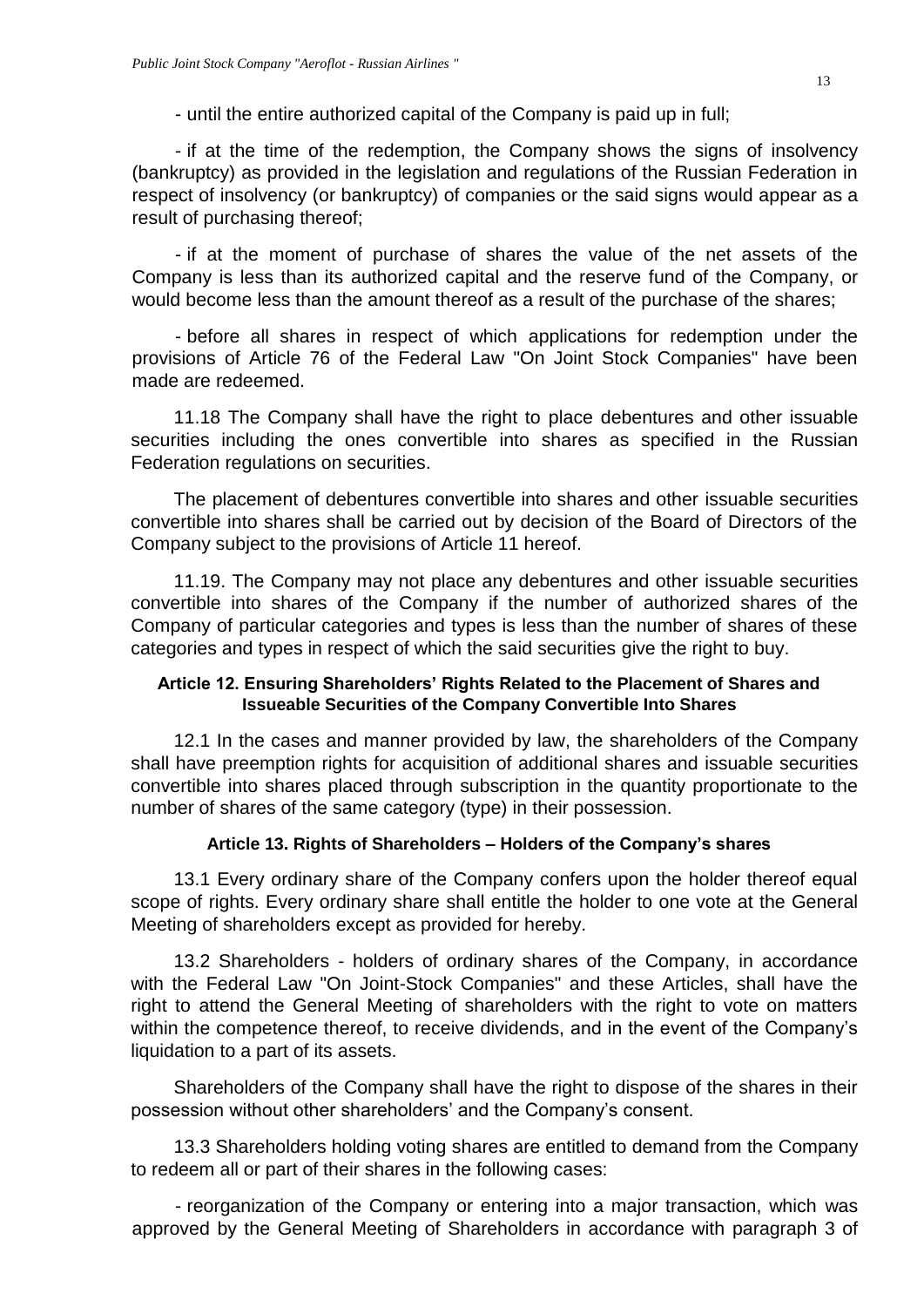- until the entire authorized capital of the Company is paid up in full;

- if at the time of the redemption, the Company shows the signs of insolvency (bankruptcy) as provided in the legislation and regulations of the Russian Federation in respect of insolvency (or bankruptcy) of companies or the said signs would appear as a result of purchasing thereof;

- if at the moment of purchase of shares the value of the net assets of the Company is less than its authorized capital and the reserve fund of the Company, or would become less than the amount thereof as a result of the purchase of the shares;

- before all shares in respect of which applications for redemption under the provisions of Article 76 of the Federal Law "On Joint Stock Companies" have been made are redeemed.

11.18 The Company shall have the right to place debentures and other issuable securities including the ones convertible into shares as specified in the Russian Federation regulations on securities.

The placement of debentures convertible into shares and other issuable securities convertible into shares shall be carried out by decision of the Board of Directors of the Company subject to the provisions of Article 11 hereof.

11.19. The Company may not place any debentures and other issuable securities convertible into shares of the Company if the number of authorized shares of the Company of particular categories and types is less than the number of shares of these categories and types in respect of which the said securities give the right to buy.

### Article 12. Ensuring Shareholders' Rights Related to the Placement of Shares and Issueable Securities of the Company Convertible Into Shares

12.1 In the cases and manner provided by law, the shareholders of the Company shall have preemption rights for acquisition of additional shares and issuable securities convertible into shares placed through subscription in the quantity proportionate to the number of shares of the same category (type) in their possession.

### Article 13. Rights of Shareholders – Holders of the Company's shares

13.1 Every ordinary share of the Company confers upon the holder thereof equal scope of rights. Every ordinary share shall entitle the holder to one vote at the General Meeting of shareholders except as provided for hereby.

13.2 Shareholders - holders of ordinary shares of the Company, in accordance with the Federal Law "On Joint-Stock Companies" and these Articles, shall have the right to attend the General Meeting of shareholders with the right to vote on matters within the competence thereof, to receive dividends, and in the event of the Company's liquidation to a part of its assets.

Shareholders of the Company shall have the right to dispose of the shares in their possession without other shareholders' and the Company's consent.

13.3 Shareholders holding voting shares are entitled to demand from the Company to redeem all or part of their shares in the following cases:

- reorganization of the Company or entering into a major transaction, which was approved by the General Meeting of Shareholders in accordance with paragraph 3 of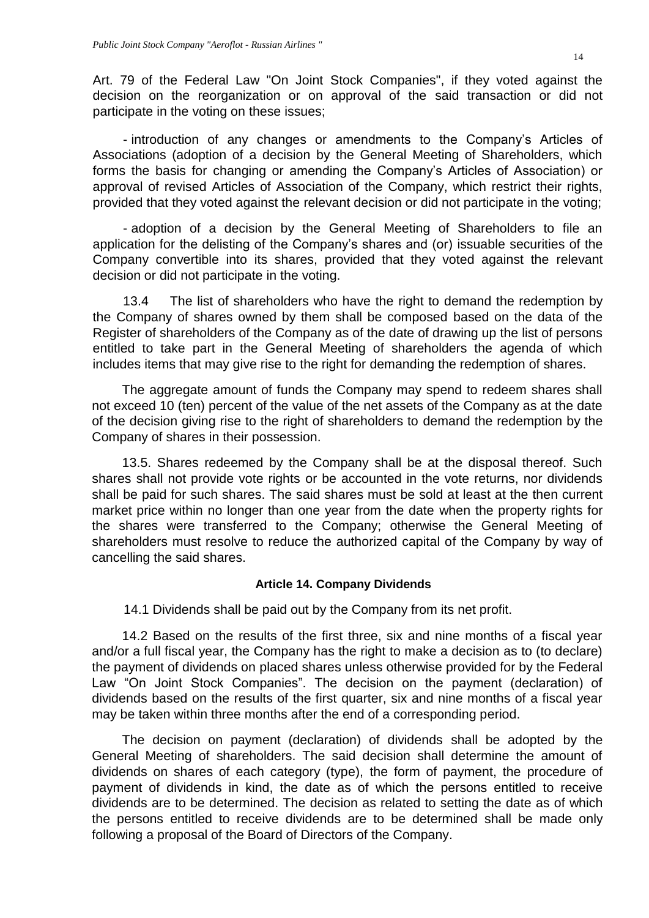Art. 79 of the Federal Law "On Joint Stock Companies", if they voted against the decision on the reorganization or on approval of the said transaction or did not participate in the voting on these issues;

- introduction of any changes or amendments to the Company's Articles of Associations (adoption of a decision by the General Meeting of Shareholders, which forms the basis for changing or amending the Company's Articles of Association) or approval of revised Articles of Association of the Company, which restrict their rights, provided that they voted against the relevant decision or did not participate in the voting;

- adoption of a decision by the General Meeting of Shareholders to file an application for the delisting of the Company's shares and (or) issuable securities of the Company convertible into its shares, provided that they voted against the relevant decision or did not participate in the voting.

13.4 The list of shareholders who have the right to demand the redemption by the Company of shares owned by them shall be composed based on the data of the Register of shareholders of the Company as of the date of drawing up the list of persons entitled to take part in the General Meeting of shareholders the agenda of which includes items that may give rise to the right for demanding the redemption of shares.

The aggregate amount of funds the Company may spend to redeem shares shall not exceed 10 (ten) percent of the value of the net assets of the Company as at the date of the decision giving rise to the right of shareholders to demand the redemption by the Company of shares in their possession.

13.5. Shares redeemed by the Company shall be at the disposal thereof. Such shares shall not provide vote rights or be accounted in the vote returns, nor dividends shall be paid for such shares. The said shares must be sold at least at the then current market price within no longer than one year from the date when the property rights for the shares were transferred to the Company; otherwise the General Meeting of shareholders must resolve to reduce the authorized capital of the Company by way of cancelling the said shares.

### Article 14. Company Dividends

14.1 Dividends shall be paid out by the Company from its net profit.

14.2 Based on the results of the first three, six and nine months of a fiscal year and/or a full fiscal year, the Company has the right to make a decision as to (to declare) the payment of dividends on placed shares unless otherwise provided for by the Federal Law "On Joint Stock Companies". The decision on the payment (declaration) of dividends based on the results of the first quarter, six and nine months of a fiscal year may be taken within three months after the end of a corresponding period.

The decision on payment (declaration) of dividends shall be adopted by the General Meeting of shareholders. The said decision shall determine the amount of dividends on shares of each category (type), the form of payment, the procedure of payment of dividends in kind, the date as of which the persons entitled to receive dividends are to be determined. The decision as related to setting the date as of which the persons entitled to receive dividends are to be determined shall be made only following a proposal of the Board of Directors of the Company.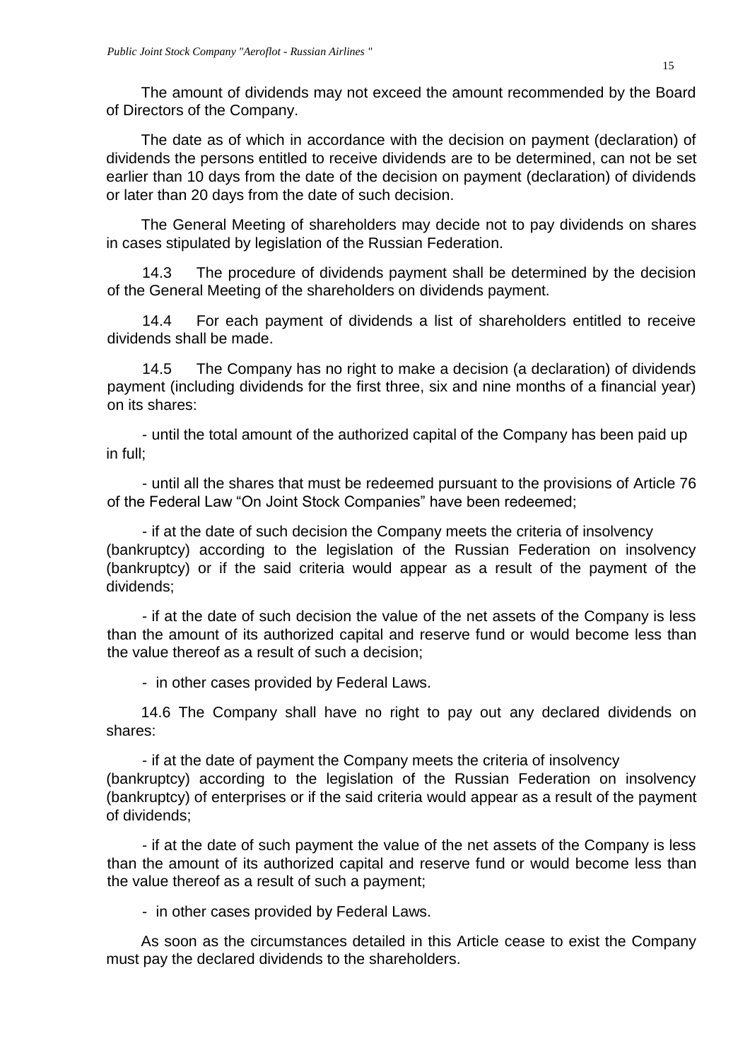The amount of dividends may not exceed the amount recommended by the Board of Directors of the Company.

The date as of which in accordance with the decision on payment (declaration) of dividends the persons entitled to receive dividends are to be determined, can not be set earlier than 10 days from the date of the decision on payment (declaration) of dividends or later than 20 days from the date of such decision.

The General Meeting of shareholders may decide not to pay dividends on shares in cases stipulated by legislation of the Russian Federation.

14.3 The procedure of dividends payment shall be determined by the decision of the General Meeting of the shareholders on dividends payment.

14.4 For each payment of dividends a list of shareholders entitled to receive dividends shall be made.

14.5 The Company has no right to make a decision (a declaration) of dividends payment (including dividends for the first three, six and nine months of a financial year) on its shares:

- until the total amount of the authorized capital of the Company has been paid up in full;

- until all the shares that must be redeemed pursuant to the provisions of Article 76 of the Federal Law "On Joint Stock Companies" have been redeemed;

- if at the date of such decision the Company meets the criteria of insolvency (bankruptcy) according to the legislation of the Russian Federation on insolvency (bankruptcy) or if the said criteria would appear as a result of the payment of the dividends;

- if at the date of such decision the value of the net assets of the Company is less than the amount of its authorized capital and reserve fund or would become less than the value thereof as a result of such a decision;

- in other cases provided by Federal Laws.

14.6 The Company shall have no right to pay out any declared dividends on shares:

- if at the date of payment the Company meets the criteria of insolvency (bankruptcy) according to the legislation of the Russian Federation on insolvency (bankruptcy) of enterprises or if the said criteria would appear as a result of the payment of dividends;

- if at the date of such payment the value of the net assets of the Company is less than the amount of its authorized capital and reserve fund or would become less than the value thereof as a result of such a payment;

- in other cases provided by Federal Laws.

As soon as the circumstances detailed in this Article cease to exist the Company must pay the declared dividends to the shareholders.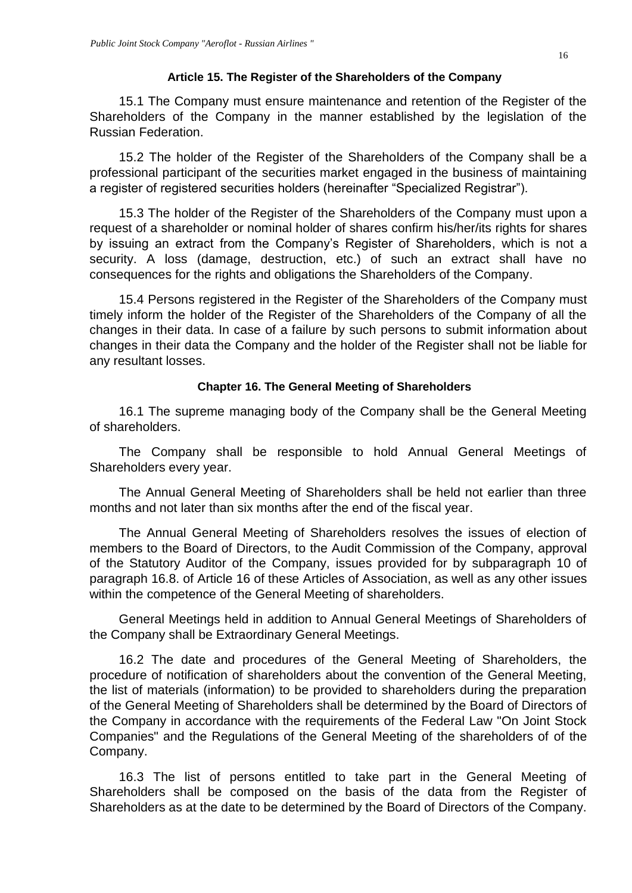### Article 15. The Register of the Shareholders of the Company

15.1 The Company must ensure maintenance and retention of the Register of the Shareholders of the Company in the manner established by the legislation of the Russian Federation.

15.2 The holder of the Register of the Shareholders of the Company shall be a professional participant of the securities market engaged in the business of maintaining a register of registered securities holders (hereinafter "Specialized Registrar").

15.3 The holder of the Register of the Shareholders of the Company must upon a request of a shareholder or nominal holder of shares confirm his/her/its rights for shares by issuing an extract from the Company's Register of Shareholders, which is not a security. A loss (damage, destruction, etc.) of such an extract shall have no consequences for the rights and obligations the Shareholders of the Company.

15.4 Persons registered in the Register of the Shareholders of the Company must timely inform the holder of the Register of the Shareholders of the Company of all the changes in their data. In case of a failure by such persons to submit information about changes in their data the Company and the holder of the Register shall not be liable for any resultant losses.

### Chapter 16. The General Meeting of Shareholders

16.1 The supreme managing body of the Company shall be the General Meeting of shareholders.

The Company shall be responsible to hold Annual General Meetings of Shareholders every year.

The Annual General Meeting of Shareholders shall be held not earlier than three months and not later than six months after the end of the fiscal year.

The Annual General Meeting of Shareholders resolves the issues of election of members to the Board of Directors, to the Audit Commission of the Company, approval of the Statutory Auditor of the Company, issues provided for by subparagraph 10 of paragraph 16.8. of Article 16 of these Articles of Association, as well as any other issues within the competence of the General Meeting of shareholders.

General Meetings held in addition to Annual General Meetings of Shareholders of the Company shall be Extraordinary General Meetings.

16.2 The date and procedures of the General Meeting of Shareholders, the procedure of notification of shareholders about the convention of the General Meeting, the list of materials (information) to be provided to shareholders during the preparation of the General Meeting of Shareholders shall be determined by the Board of Directors of the Company in accordance with the requirements of the Federal Law "On Joint Stock Companies" and the Regulations of the General Meeting of the shareholders of of the Company.

16.3 The list of persons entitled to take part in the General Meeting of Shareholders shall be composed on the basis of the data from the Register of Shareholders as at the date to be determined by the Board of Directors of the Company.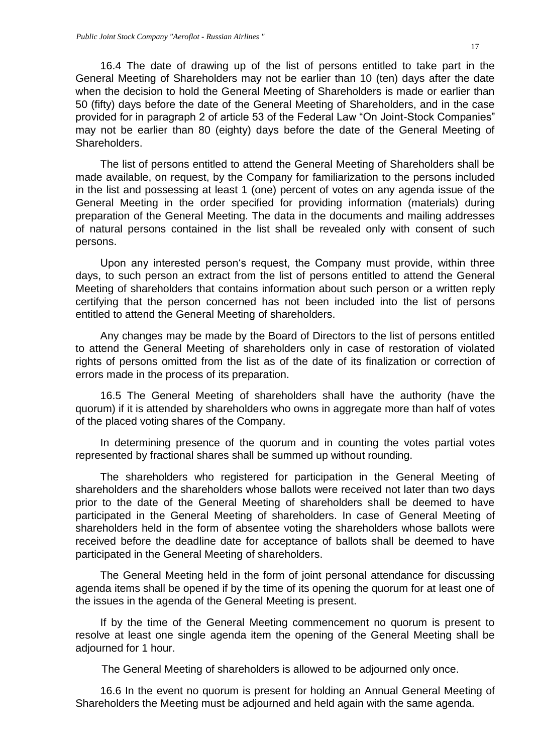16.4 The date of drawing up of the list of persons entitled to take part in the General Meeting of Shareholders may not be earlier than 10 (ten) days after the date when the decision to hold the General Meeting of Shareholders is made or earlier than 50 (fifty) days before the date of the General Meeting of Shareholders, and in the case provided for in paragraph 2 of article 53 of the Federal Law "On Joint-Stock Companies" may not be earlier than 80 (eighty) days before the date of the General Meeting of Shareholders.

The list of persons entitled to attend the General Meeting of Shareholders shall be made available, on request, by the Company for familiarization to the persons included in the list and possessing at least 1 (one) percent of votes on any agenda issue of the General Meeting in the order specified for providing information (materials) during preparation of the General Meeting. The data in the documents and mailing addresses of natural persons contained in the list shall be revealed only with consent of such persons.

Upon any interested person's request, the Company must provide, within three days, to such person an extract from the list of persons entitled to attend the General Meeting of shareholders that contains information about such person or a written reply certifying that the person concerned has not been included into the list of persons entitled to attend the General Meeting of shareholders.

Any changes may be made by the Board of Directors to the list of persons entitled to attend the General Meeting of shareholders only in case of restoration of violated rights of persons omitted from the list as of the date of its finalization or correction of errors made in the process of its preparation.

16.5 The General Meeting of shareholders shall have the authority (have the quorum) if it is attended by shareholders who owns in aggregate more than half of votes of the placed voting shares of the Company.

In determining presence of the quorum and in counting the votes partial votes represented by fractional shares shall be summed up without rounding.

The shareholders who registered for participation in the General Meeting of shareholders and the shareholders whose ballots were received not later than two days prior to the date of the General Meeting of shareholders shall be deemed to have participated in the General Meeting of shareholders. In case of General Meeting of shareholders held in the form of absentee voting the shareholders whose ballots were received before the deadline date for acceptance of ballots shall be deemed to have participated in the General Meeting of shareholders.

The General Meeting held in the form of joint personal attendance for discussing agenda items shall be opened if by the time of its opening the quorum for at least one of the issues in the agenda of the General Meeting is present.

If by the time of the General Meeting commencement no quorum is present to resolve at least one single agenda item the opening of the General Meeting shall be adjourned for 1 hour.

The General Meeting of shareholders is allowed to be adjourned only once.

16.6 In the event no quorum is present for holding an Annual General Meeting of Shareholders the Meeting must be adjourned and held again with the same agenda.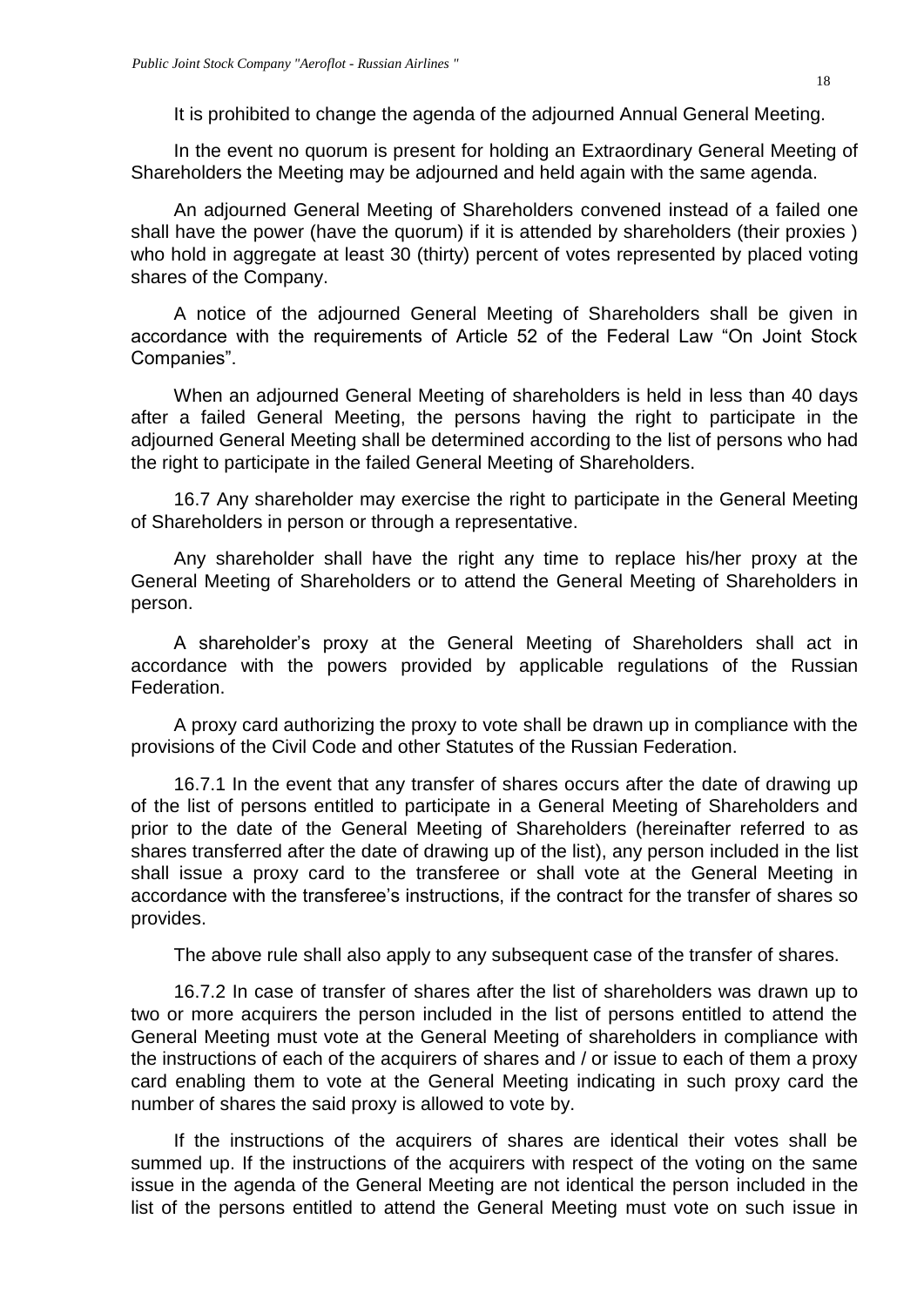It is prohibited to change the agenda of the adjourned Annual General Meeting.

In the event no quorum is present for holding an Extraordinary General Meeting of Shareholders the Meeting may be adjourned and held again with the same agenda.

An adjourned General Meeting of Shareholders convened instead of a failed one shall have the power (have the quorum) if it is attended by shareholders (their proxies ) who hold in aggregate at least 30 (thirty) percent of votes represented by placed voting shares of the Company.

A notice of the adjourned General Meeting of Shareholders shall be given in accordance with the requirements of Article 52 of the Federal Law "On Joint Stock Companies".

When an adjourned General Meeting of shareholders is held in less than 40 days after a failed General Meeting, the persons having the right to participate in the adjourned General Meeting shall be determined according to the list of persons who had the right to participate in the failed General Meeting of Shareholders.

16.7 Any shareholder may exercise the right to participate in the General Meeting of Shareholders in person or through a representative.

Any shareholder shall have the right any time to replace his/her proxy at the General Meeting of Shareholders or to attend the General Meeting of Shareholders in person.

A shareholder's proxy at the General Meeting of Shareholders shall act in accordance with the powers provided by applicable regulations of the Russian Federation.

A proxy card authorizing the proxy to vote shall be drawn up in compliance with the provisions of the Civil Code and other Statutes of the Russian Federation.

16.7.1 In the event that any transfer of shares occurs after the date of drawing up of the list of persons entitled to participate in a General Meeting of Shareholders and prior to the date of the General Meeting of Shareholders (hereinafter referred to as shares transferred after the date of drawing up of the list), any person included in the list shall issue a proxy card to the transferee or shall vote at the General Meeting in accordance with the transferee's instructions, if the contract for the transfer of shares so provides.

The above rule shall also apply to any subsequent case of the transfer of shares.

16.7.2 In case of transfer of shares after the list of shareholders was drawn up to two or more acquirers the person included in the list of persons entitled to attend the General Meeting must vote at the General Meeting of shareholders in compliance with the instructions of each of the acquirers of shares and / or issue to each of them a proxy card enabling them to vote at the General Meeting indicating in such proxy card the number of shares the said proxy is allowed to vote by.

If the instructions of the acquirers of shares are identical their votes shall be summed up. If the instructions of the acquirers with respect of the voting on the same issue in the agenda of the General Meeting are not identical the person included in the list of the persons entitled to attend the General Meeting must vote on such issue in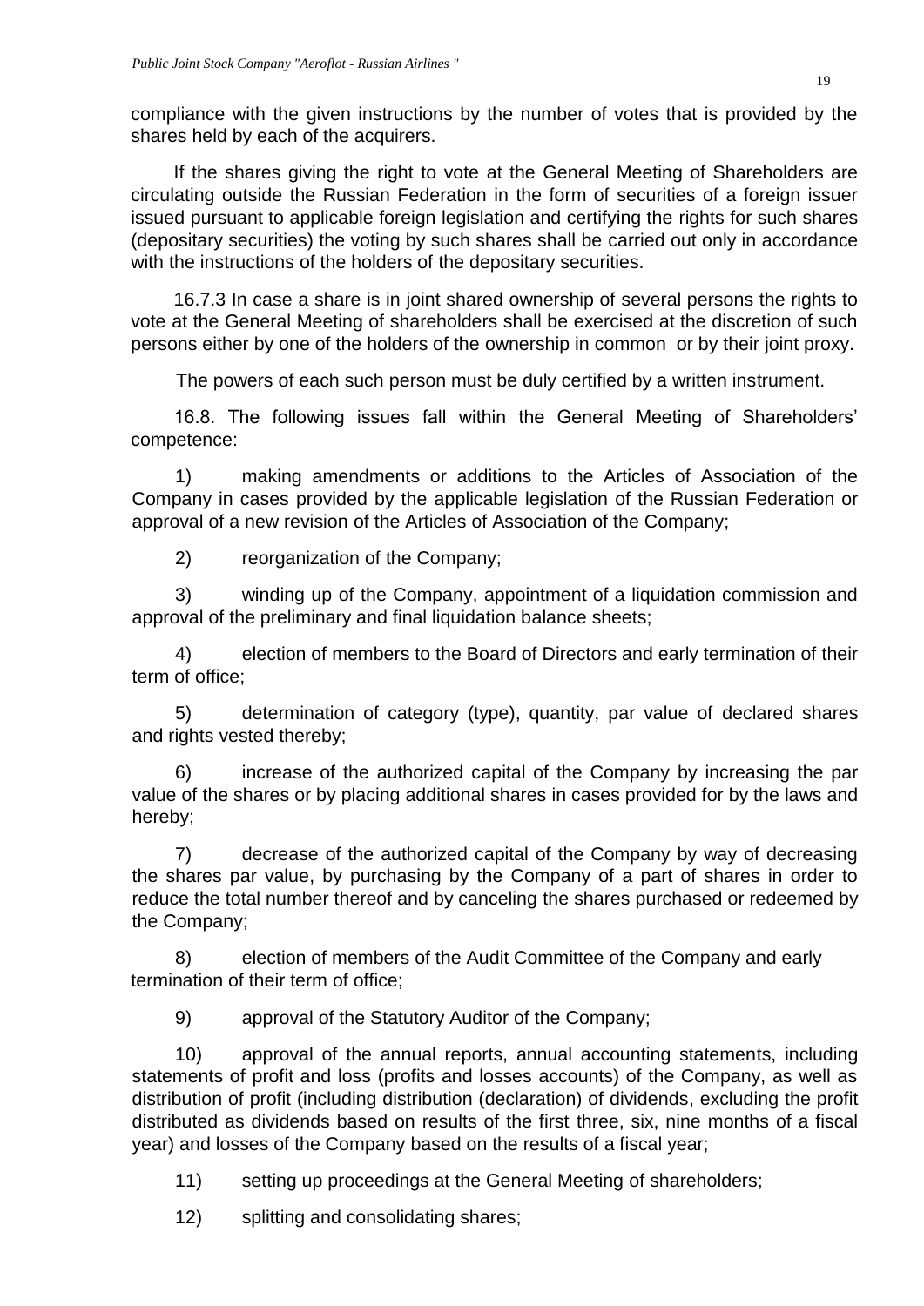compliance with the given instructions by the number of votes that is provided by the shares held by each of the acquirers.

If the shares giving the right to vote at the General Meeting of Shareholders are circulating outside the Russian Federation in the form of securities of a foreign issuer issued pursuant to applicable foreign legislation and certifying the rights for such shares (depositary securities) the voting by such shares shall be carried out only in accordance with the instructions of the holders of the depositary securities.

16.7.3 In case a share is in joint shared ownership of several persons the rights to vote at the General Meeting of shareholders shall be exercised at the discretion of such persons either by one of the holders of the ownership in common or by their joint proxy.

The powers of each such person must be duly certified by a written instrument.

16.8. The following issues fall within the General Meeting of Shareholders' competence:

1) making amendments or additions to the Articles of Association of the Company in cases provided by the applicable legislation of the Russian Federation or approval of a new revision of the Articles of Association of the Company;

2) reorganization of the Company;

3) winding up of the Company, appointment of a liquidation commission and approval of the preliminary and final liquidation balance sheets;

4) election of members to the Board of Directors and early termination of their term of office;

5) determination of category (type), quantity, par value of declared shares and rights vested thereby;

6) increase of the authorized capital of the Company by increasing the par value of the shares or by placing additional shares in cases provided for by the laws and hereby;

7) decrease of the authorized capital of the Company by way of decreasing the shares par value, by purchasing by the Company of a part of shares in order to reduce the total number thereof and by canceling the shares purchased or redeemed by the Company;

8) election of members of the Audit Committee of the Company and early termination of their term of office;

9) approval of the Statutory Auditor of the Company;

10) approval of the annual reports, annual accounting statements, including statements of profit and loss (profits and losses accounts) of the Company, as well as distribution of profit (including distribution (declaration) of dividends, excluding the profit distributed as dividends based on results of the first three, six, nine months of a fiscal year) and losses of the Company based on the results of a fiscal year;

11) setting up proceedings at the General Meeting of shareholders;

12) splitting and consolidating shares;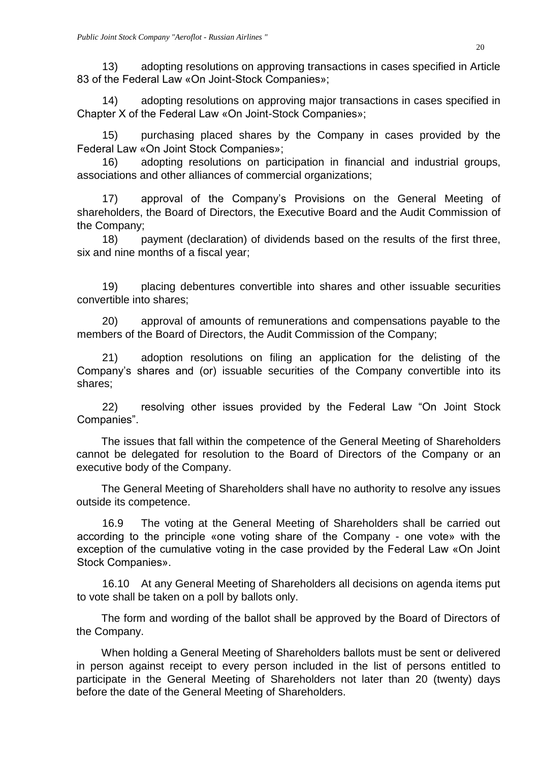13) adopting resolutions on approving transactions in cases specified in Article 83 of the Federal Law «On Joint-Stock Companies»;

14) adopting resolutions on approving major transactions in cases specified in Chapter X of the Federal Law «On Joint-Stock Companies»;

15) purchasing placed shares by the Company in cases provided by the Federal Law «On Joint Stock Companies»;

16) adopting resolutions on participation in financial and industrial groups, associations and other alliances of commercial organizations;

17) approval of the Company's Provisions on the General Meeting of shareholders, the Board of Directors, the Executive Board and the Audit Commission of the Company;

18) payment (declaration) of dividends based on the results of the first three, six and nine months of a fiscal year;

19) placing debentures convertible into shares and other issuable securities convertible into shares;

20) approval of amounts of remunerations and compensations payable to the members of the Board of Directors, the Audit Commission of the Company;

21) adoption resolutions on filing an application for the delisting of the Company's shares and (or) issuable securities of the Company convertible into its shares;

22) resolving other issues provided by the Federal Law "On Joint Stock Companies".

The issues that fall within the competence of the General Meeting of Shareholders cannot be delegated for resolution to the Board of Directors of the Company or an executive body of the Company.

The General Meeting of Shareholders shall have no authority to resolve any issues outside its competence.

16.9 The voting at the General Meeting of Shareholders shall be carried out according to the principle «one voting share of the Company - one vote» with the exception of the cumulative voting in the case provided by the Federal Law «On Joint Stock Companies».

16.10 At any General Meeting of Shareholders all decisions on agenda items put to vote shall be taken on a poll by ballots only.

The form and wording of the ballot shall be approved by the Board of Directors of the Company.

When holding a General Meeting of Shareholders ballots must be sent or delivered in person against receipt to every person included in the list of persons entitled to participate in the General Meeting of Shareholders not later than 20 (twenty) days before the date of the General Meeting of Shareholders.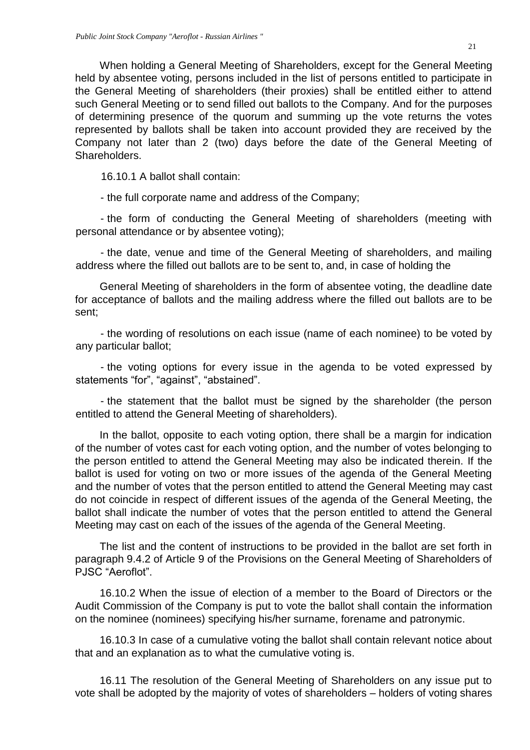When holding a General Meeting of Shareholders, except for the General Meeting held by absentee voting, persons included in the list of persons entitled to participate in the General Meeting of shareholders (their proxies) shall be entitled either to attend such General Meeting or to send filled out ballots to the Company. And for the purposes of determining presence of the quorum and summing up the vote returns the votes represented by ballots shall be taken into account provided they are received by the Company not later than 2 (two) days before the date of the General Meeting of Shareholders.

16.10.1 A ballot shall contain:

- the full corporate name and address of the Company;

- the form of conducting the General Meeting of shareholders (meeting with personal attendance or by absentee voting);

- the date, venue and time of the General Meeting of shareholders, and mailing address where the filled out ballots are to be sent to, and, in case of holding the

General Meeting of shareholders in the form of absentee voting, the deadline date for acceptance of ballots and the mailing address where the filled out ballots are to be sent;

- the wording of resolutions on each issue (name of each nominee) to be voted by any particular ballot;

- the voting options for every issue in the agenda to be voted expressed by statements "for", "against", "abstained".

- the statement that the ballot must be signed by the shareholder (the person entitled to attend the General Meeting of shareholders).

In the ballot, opposite to each voting option, there shall be a margin for indication of the number of votes cast for each voting option, and the number of votes belonging to the person entitled to attend the General Meeting may also be indicated therein. If the ballot is used for voting on two or more issues of the agenda of the General Meeting and the number of votes that the person entitled to attend the General Meeting may cast do not coincide in respect of different issues of the agenda of the General Meeting, the ballot shall indicate the number of votes that the person entitled to attend the General Meeting may cast on each of the issues of the agenda of the General Meeting.

The list and the content of instructions to be provided in the ballot are set forth in paragraph 9.4.2 of Article 9 of the Provisions on the General Meeting of Shareholders of PJSC "Aeroflot".

16.10.2 When the issue of election of a member to the Board of Directors or the Audit Commission of the Company is put to vote the ballot shall contain the information on the nominee (nominees) specifying his/her surname, forename and patronymic.

16.10.3 In case of a cumulative voting the ballot shall contain relevant notice about that and an explanation as to what the cumulative voting is.

16.11 The resolution of the General Meeting of Shareholders on any issue put to vote shall be adopted by the majority of votes of shareholders – holders of voting shares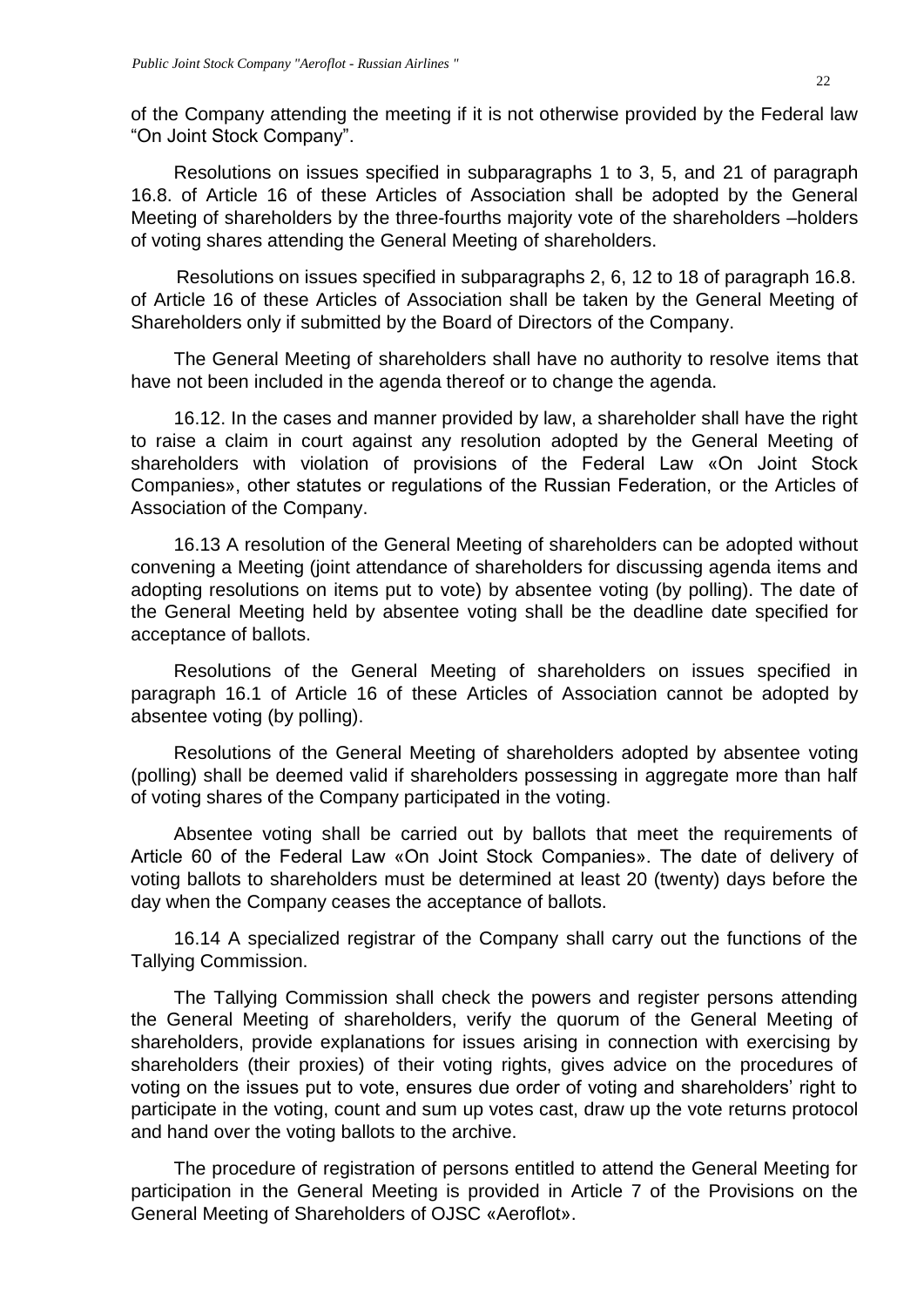of the Company attending the meeting if it is not otherwise provided by the Federal law "On Joint Stock Company".

Resolutions on issues specified in subparagraphs 1 to 3, 5, and 21 of paragraph 16.8. of Article 16 of these Articles of Association shall be adopted by the General Meeting of shareholders by the three-fourths majority vote of the shareholders –holders of voting shares attending the General Meeting of shareholders.

Resolutions on issues specified in subparagraphs 2, 6, 12 to 18 of paragraph 16.8. of Article 16 of these Articles of Association shall be taken by the General Meeting of Shareholders only if submitted by the Board of Directors of the Company.

The General Meeting of shareholders shall have no authority to resolve items that have not been included in the agenda thereof or to change the agenda.

16.12. In the cases and manner provided by law, a shareholder shall have the right to raise a claim in court against any resolution adopted by the General Meeting of shareholders with violation of provisions of the Federal Law «On Joint Stock Companies», other statutes or regulations of the Russian Federation, or the Articles of Association of the Company.

16.13 A resolution of the General Meeting of shareholders can be adopted without convening a Meeting (joint attendance of shareholders for discussing agenda items and adopting resolutions on items put to vote) by absentee voting (by polling). The date of the General Meeting held by absentee voting shall be the deadline date specified for acceptance of ballots.

Resolutions of the General Meeting of shareholders on issues specified in paragraph 16.1 of Article 16 of these Articles of Association cannot be adopted by absentee voting (by polling).

Resolutions of the General Meeting of shareholders adopted by absentee voting (polling) shall be deemed valid if shareholders possessing in aggregate more than half of voting shares of the Company participated in the voting.

Absentee voting shall be carried out by ballots that meet the requirements of Article 60 of the Federal Law «On Joint Stock Companies». The date of delivery of voting ballots to shareholders must be determined at least 20 (twenty) days before the day when the Company ceases the acceptance of ballots.

16.14 A specialized registrar of the Company shall carry out the functions of the Tallying Commission.

The Tallying Commission shall check the powers and register persons attending the General Meeting of shareholders, verify the quorum of the General Meeting of shareholders, provide explanations for issues arising in connection with exercising by shareholders (their proxies) of their voting rights, gives advice on the procedures of voting on the issues put to vote, ensures due order of voting and shareholders' right to participate in the voting, count and sum up votes cast, draw up the vote returns protocol and hand over the voting ballots to the archive.

The procedure of registration of persons entitled to attend the General Meeting for participation in the General Meeting is provided in Article 7 of the Provisions on the General Meeting of Shareholders of OJSC «Aeroflot».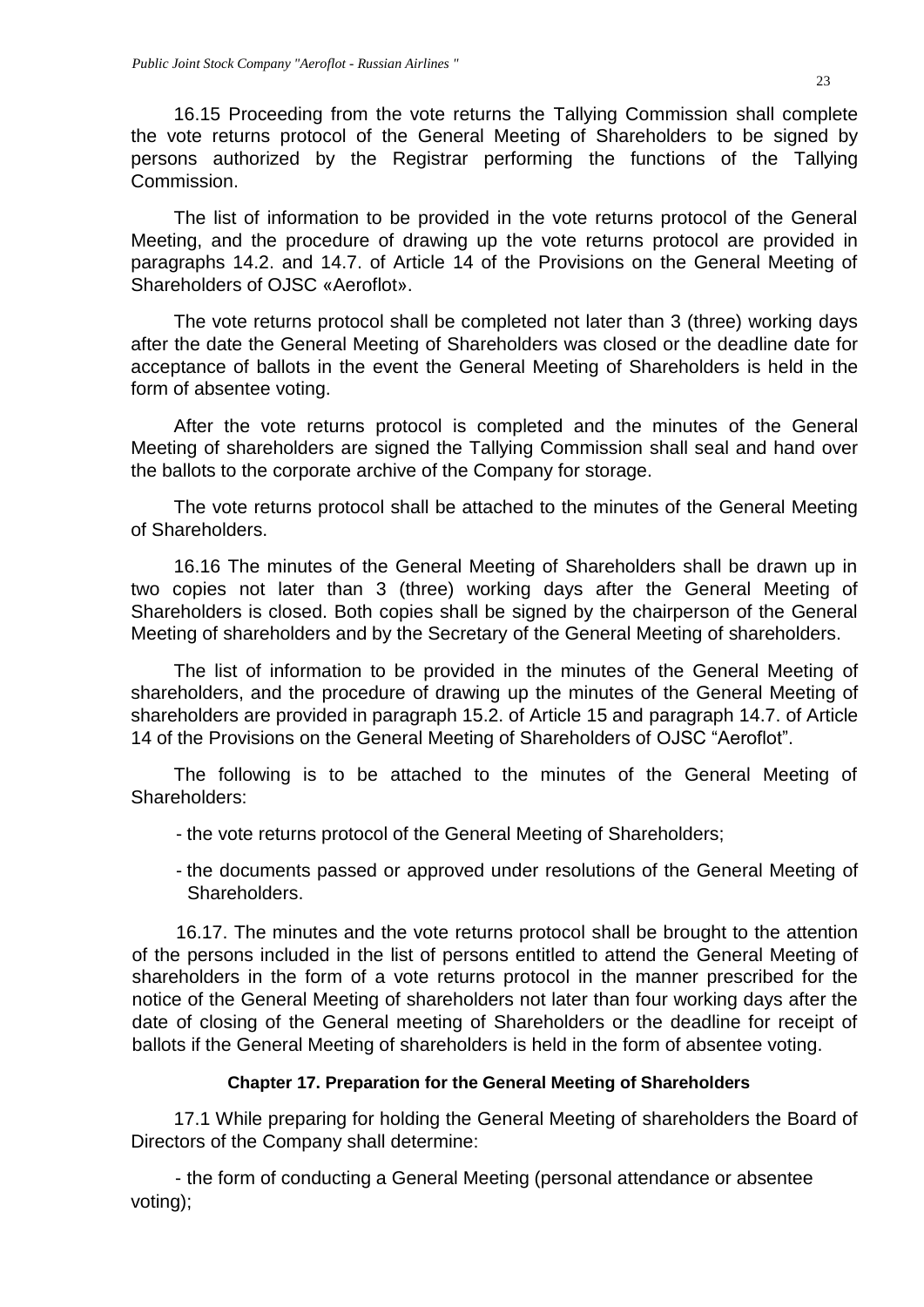16.15 Proceeding from the vote returns the Tallying Commission shall complete the vote returns protocol of the General Meeting of Shareholders to be signed by persons authorized by the Registrar performing the functions of the Tallying Commission.

The list of information to be provided in the vote returns protocol of the General Meeting, and the procedure of drawing up the vote returns protocol are provided in paragraphs 14.2. and 14.7. of Article 14 of the Provisions on the General Meeting of Shareholders of OJSC «Aeroflot».

The vote returns protocol shall be completed not later than 3 (three) working days after the date the General Meeting of Shareholders was closed or the deadline date for acceptance of ballots in the event the General Meeting of Shareholders is held in the form of absentee voting.

After the vote returns protocol is completed and the minutes of the General Meeting of shareholders are signed the Tallying Commission shall seal and hand over the ballots to the corporate archive of the Company for storage.

The vote returns protocol shall be attached to the minutes of the General Meeting of Shareholders.

16.16 The minutes of the General Meeting of Shareholders shall be drawn up in two copies not later than 3 (three) working days after the General Meeting of Shareholders is closed. Both copies shall be signed by the chairperson of the General Meeting of shareholders and by the Secretary of the General Meeting of shareholders.

The list of information to be provided in the minutes of the General Meeting of shareholders, and the procedure of drawing up the minutes of the General Meeting of shareholders are provided in paragraph 15.2. of Article 15 and paragraph 14.7. of Article 14 of the Provisions on the General Meeting of Shareholders of OJSC "Aeroflot".

The following is to be attached to the minutes of the General Meeting of Shareholders:

- the vote returns protocol of the General Meeting of Shareholders;
- the documents passed or approved under resolutions of the General Meeting of Shareholders.

16.17. The minutes and the vote returns protocol shall be brought to the attention of the persons included in the list of persons entitled to attend the General Meeting of shareholders in the form of a vote returns protocol in the manner prescribed for the notice of the General Meeting of shareholders not later than four working days after the date of closing of the General meeting of Shareholders or the deadline for receipt of ballots if the General Meeting of shareholders is held in the form of absentee voting.

## Chapter 17. Preparation for the General Meeting of Shareholders

17.1 While preparing for holding the General Meeting of shareholders the Board of Directors of the Company shall determine:

- the form of conducting a General Meeting (personal attendance or absentee voting);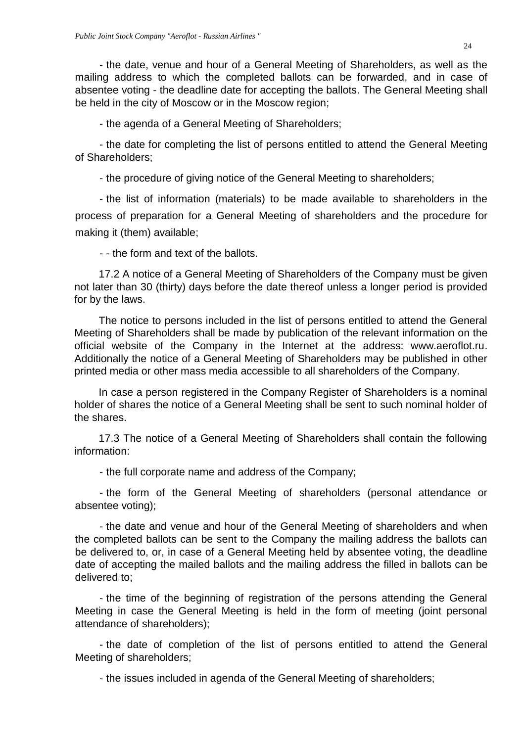- the date, venue and hour of a General Meeting of Shareholders, as well as the mailing address to which the completed ballots can be forwarded, and in case of absentee voting - the deadline date for accepting the ballots. The General Meeting shall be held in the city of Moscow or in the Moscow region;

- the agenda of a General Meeting of Shareholders;

- the date for completing the list of persons entitled to attend the General Meeting of Shareholders;

- the procedure of giving notice of the General Meeting to shareholders;

- the list of information (materials) to be made available to shareholders in the process of preparation for a General Meeting of shareholders and the procedure for making it (them) available;

- - the form and text of the ballots.

17.2 A notice of a General Meeting of Shareholders of the Company must be given not later than 30 (thirty) days before the date thereof unless a longer period is provided for by the laws.

The notice to persons included in the list of persons entitled to attend the General Meeting of Shareholders shall be made by publication of the relevant information on the official website of the Company in the Internet at the address: www.aeroflot.ru. Additionally the notice of a General Meeting of Shareholders may be published in other printed media or other mass media accessible to all shareholders of the Company.

In case a person registered in the Company Register of Shareholders is a nominal holder of shares the notice of a General Meeting shall be sent to such nominal holder of the shares.

17.3 The notice of a General Meeting of Shareholders shall contain the following information:

- the full corporate name and address of the Company;

- the form of the General Meeting of shareholders (personal attendance or absentee voting);

- the date and venue and hour of the General Meeting of shareholders and when the completed ballots can be sent to the Company the mailing address the ballots can be delivered to, or, in case of a General Meeting held by absentee voting, the deadline date of accepting the mailed ballots and the mailing address the filled in ballots can be delivered to;

- the time of the beginning of registration of the persons attending the General Meeting in case the General Meeting is held in the form of meeting (joint personal attendance of shareholders);

- the date of completion of the list of persons entitled to attend the General Meeting of shareholders;

- the issues included in agenda of the General Meeting of shareholders;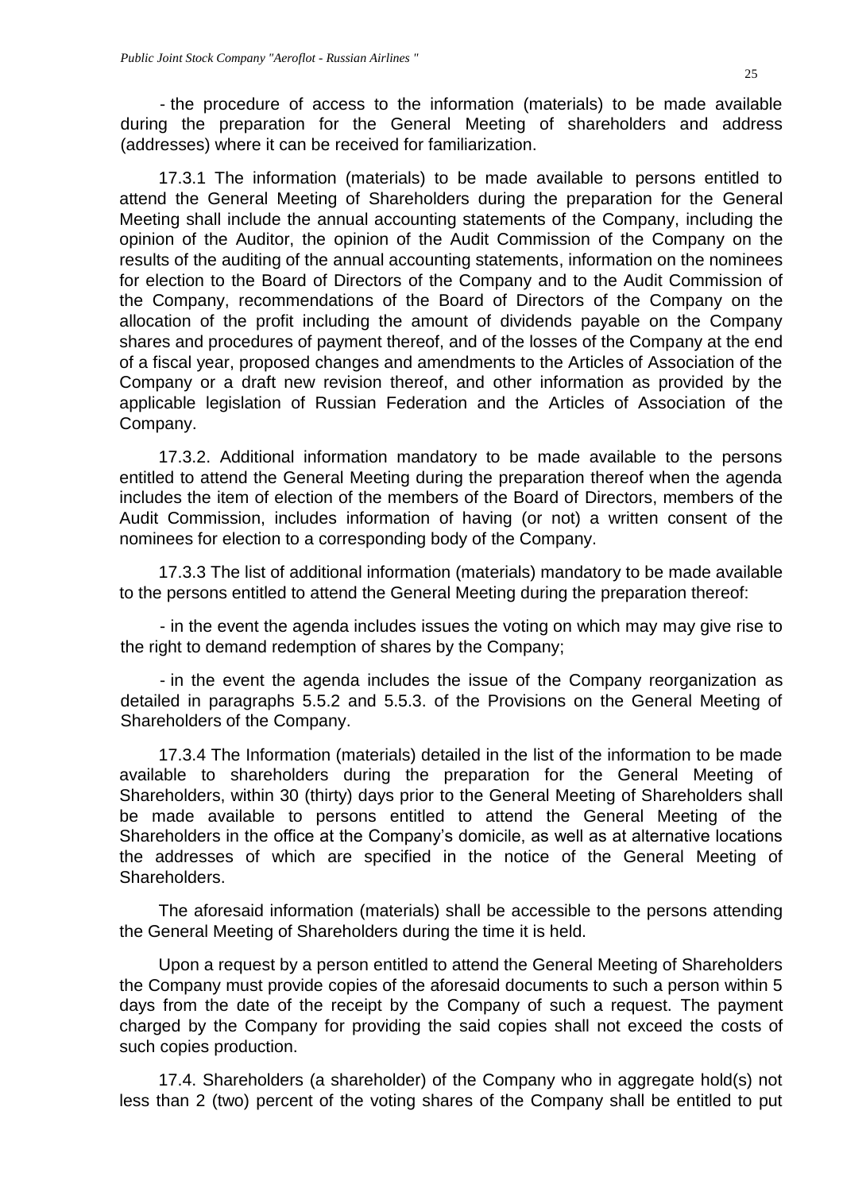- the procedure of access to the information (materials) to be made available during the preparation for the General Meeting of shareholders and address (addresses) where it can be received for familiarization.

17.3.1 The information (materials) to be made available to persons entitled to attend the General Meeting of Shareholders during the preparation for the General Meeting shall include the annual accounting statements of the Company, including the opinion of the Auditor, the opinion of the Audit Commission of the Company on the results of the auditing of the annual accounting statements, information on the nominees for election to the Board of Directors of the Company and to the Audit Commission of the Company, recommendations of the Board of Directors of the Company on the allocation of the profit including the amount of dividends payable on the Company shares and procedures of payment thereof, and of the losses of the Company at the end of a fiscal year, proposed changes and amendments to the Articles of Association of the Company or a draft new revision thereof, and other information as provided by the applicable legislation of Russian Federation and the Articles of Association of the Company.

17.3.2. Additional information mandatory to be made available to the persons entitled to attend the General Meeting during the preparation thereof when the agenda includes the item of election of the members of the Board of Directors, members of the Audit Commission, includes information of having (or not) a written consent of the nominees for election to a corresponding body of the Company.

17.3.3 The list of additional information (materials) mandatory to be made available to the persons entitled to attend the General Meeting during the preparation thereof:

- in the event the agenda includes issues the voting on which may may give rise to the right to demand redemption of shares by the Company;

- in the event the agenda includes the issue of the Company reorganization as detailed in paragraphs 5.5.2 and 5.5.3. of the Provisions on the General Meeting of Shareholders of the Company.

17.3.4 The Information (materials) detailed in the list of the information to be made available to shareholders during the preparation for the General Meeting of Shareholders, within 30 (thirty) days prior to the General Meeting of Shareholders shall be made available to persons entitled to attend the General Meeting of the Shareholders in the office at the Company's domicile, as well as at alternative locations the addresses of which are specified in the notice of the General Meeting of Shareholders.

The aforesaid information (materials) shall be accessible to the persons attending the General Meeting of Shareholders during the time it is held.

Upon a request by a person entitled to attend the General Meeting of Shareholders the Company must provide copies of the aforesaid documents to such a person within 5 days from the date of the receipt by the Company of such a request. The payment charged by the Company for providing the said copies shall not exceed the costs of such copies production.

17.4. Shareholders (a shareholder) of the Company who in aggregate hold(s) not less than 2 (two) percent of the voting shares of the Company shall be entitled to put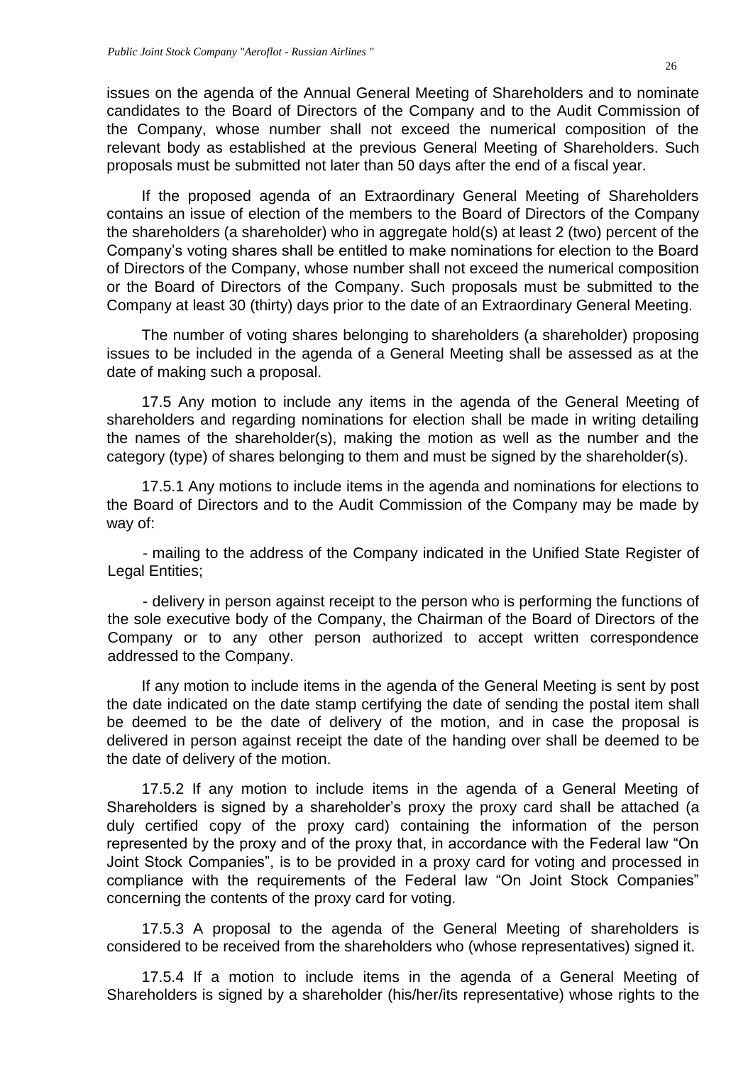issues on the agenda of the Annual General Meeting of Shareholders and to nominate candidates to the Board of Directors of the Company and to the Audit Commission of the Company, whose number shall not exceed the numerical composition of the relevant body as established at the previous General Meeting of Shareholders. Such proposals must be submitted not later than 50 days after the end of a fiscal year.

If the proposed agenda of an Extraordinary General Meeting of Shareholders contains an issue of election of the members to the Board of Directors of the Company the shareholders (a shareholder) who in aggregate hold(s) at least 2 (two) percent of the Company's voting shares shall be entitled to make nominations for election to the Board of Directors of the Company, whose number shall not exceed the numerical composition or the Board of Directors of the Company. Such proposals must be submitted to the Company at least 30 (thirty) days prior to the date of an Extraordinary General Meeting.

The number of voting shares belonging to shareholders (a shareholder) proposing issues to be included in the agenda of a General Meeting shall be assessed as at the date of making such a proposal.

17.5 Any motion to include any items in the agenda of the General Meeting of shareholders and regarding nominations for election shall be made in writing detailing the names of the shareholder(s), making the motion as well as the number and the category (type) of shares belonging to them and must be signed by the shareholder(s).

17.5.1 Any motions to include items in the agenda and nominations for elections to the Board of Directors and to the Audit Commission of the Company may be made by way of:

- mailing to the address of the Company indicated in the Unified State Register of Legal Entities;

- delivery in person against receipt to the person who is performing the functions of the sole executive body of the Company, the Chairman of the Board of Directors of the Company or to any other person authorized to accept written correspondence addressed to the Company.

If any motion to include items in the agenda of the General Meeting is sent by post the date indicated on the date stamp certifying the date of sending the postal item shall be deemed to be the date of delivery of the motion, and in case the proposal is delivered in person against receipt the date of the handing over shall be deemed to be the date of delivery of the motion.

17.5.2 If any motion to include items in the agenda of a General Meeting of Shareholders is signed by a shareholder's proxy the proxy card shall be attached (a duly certified copy of the proxy card) containing the information of the person represented by the proxy and of the proxy that, in accordance with the Federal law "On Joint Stock Companies", is to be provided in a proxy card for voting and processed in compliance with the requirements of the Federal law "On Joint Stock Companies" concerning the contents of the proxy card for voting.

17.5.3 A proposal to the agenda of the General Meeting of shareholders is considered to be received from the shareholders who (whose representatives) signed it.

17.5.4 If a motion to include items in the agenda of a General Meeting of Shareholders is signed by a shareholder (his/her/its representative) whose rights to the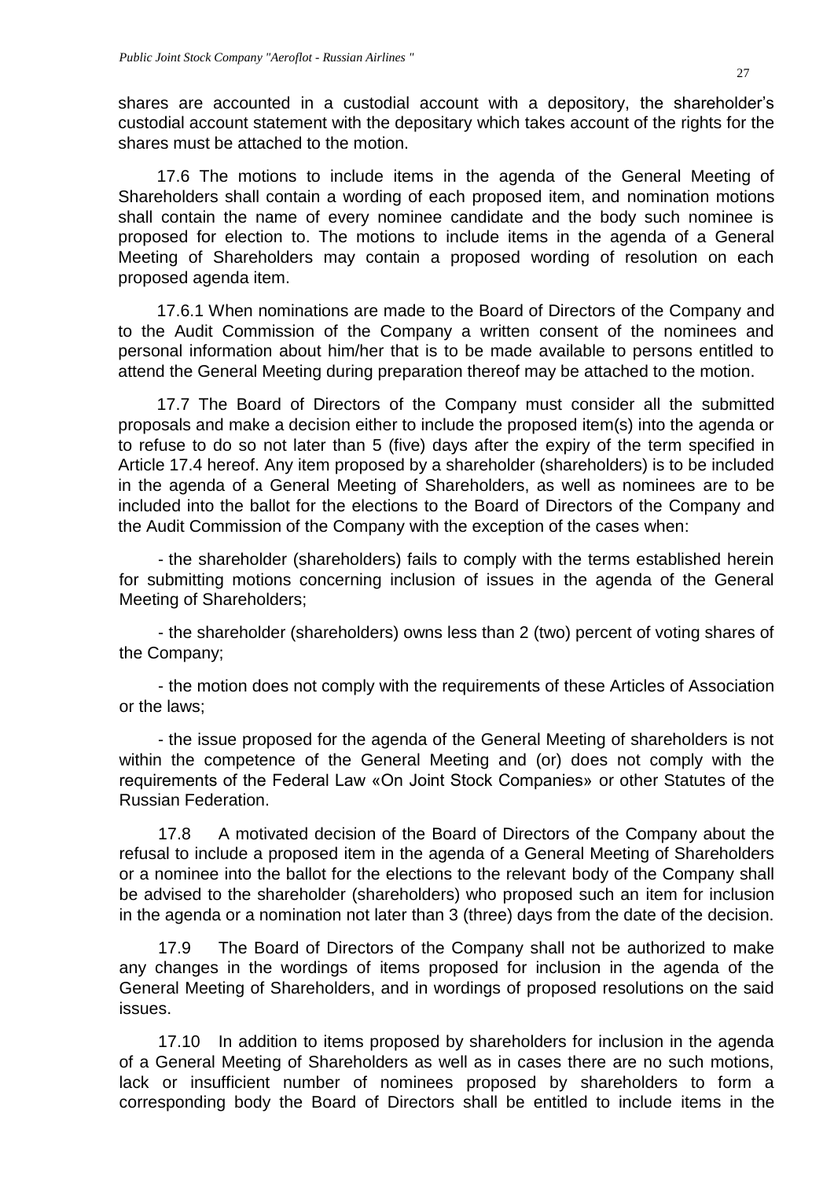shares are accounted in a custodial account with a depository, the shareholder's custodial account statement with the depositary which takes account of the rights for the shares must be attached to the motion.

17.6 The motions to include items in the agenda of the General Meeting of Shareholders shall contain a wording of each proposed item, and nomination motions shall contain the name of every nominee candidate and the body such nominee is proposed for election to. The motions to include items in the agenda of a General Meeting of Shareholders may contain a proposed wording of resolution on each proposed agenda item.

17.6.1 When nominations are made to the Board of Directors of the Company and to the Audit Commission of the Company a written consent of the nominees and personal information about him/her that is to be made available to persons entitled to attend the General Meeting during preparation thereof may be attached to the motion.

17.7 The Board of Directors of the Company must consider all the submitted proposals and make a decision either to include the proposed item(s) into the agenda or to refuse to do so not later than 5 (five) days after the expiry of the term specified in Article 17.4 hereof. Any item proposed by a shareholder (shareholders) is to be included in the agenda of a General Meeting of Shareholders, as well as nominees are to be included into the ballot for the elections to the Board of Directors of the Company and the Audit Commission of the Company with the exception of the cases when:

- the shareholder (shareholders) fails to comply with the terms established herein for submitting motions concerning inclusion of issues in the agenda of the General Meeting of Shareholders;

- the shareholder (shareholders) owns less than 2 (two) percent of voting shares of the Company;

- the motion does not comply with the requirements of these Articles of Association or the laws;

- the issue proposed for the agenda of the General Meeting of shareholders is not within the competence of the General Meeting and (or) does not comply with the requirements of the Federal Law «On Joint Stock Companies» or other Statutes of the Russian Federation.

17.8 A motivated decision of the Board of Directors of the Company about the refusal to include a proposed item in the agenda of a General Meeting of Shareholders or a nominee into the ballot for the elections to the relevant body of the Company shall be advised to the shareholder (shareholders) who proposed such an item for inclusion in the agenda or a nomination not later than 3 (three) days from the date of the decision.

17.9 The Board of Directors of the Company shall not be authorized to make any changes in the wordings of items proposed for inclusion in the agenda of the General Meeting of Shareholders, and in wordings of proposed resolutions on the said issues.

17.10 In addition to items proposed by shareholders for inclusion in the agenda of a General Meeting of Shareholders as well as in cases there are no such motions, lack or insufficient number of nominees proposed by shareholders to form a corresponding body the Board of Directors shall be entitled to include items in the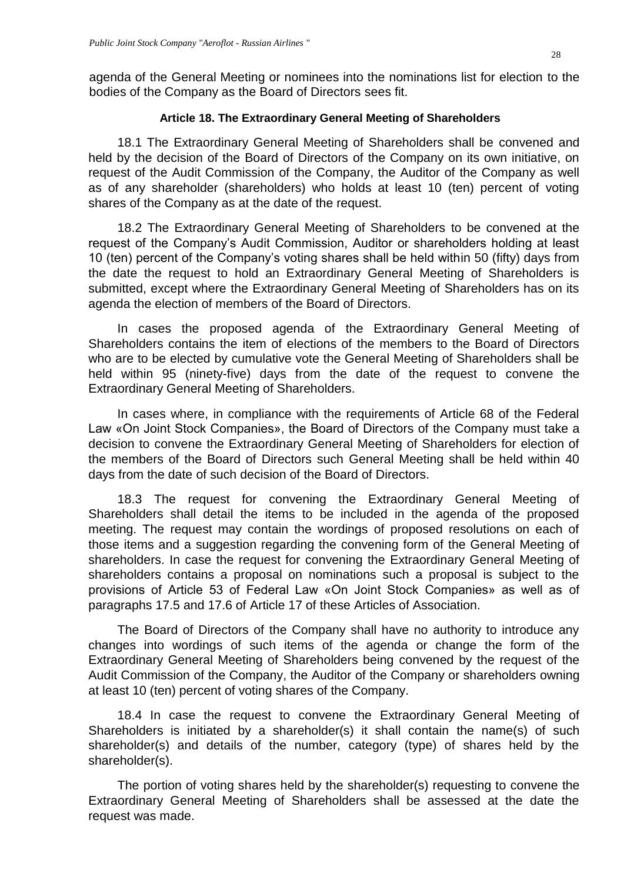agenda of the General Meeting or nominees into the nominations list for election to the bodies of the Company as the Board of Directors sees fit.

### Article 18. The Extraordinary General Meeting of Shareholders

18.1 The Extraordinary General Meeting of Shareholders shall be convened and held by the decision of the Board of Directors of the Company on its own initiative, on request of the Audit Commission of the Company, the Auditor of the Company as well as of any shareholder (shareholders) who holds at least 10 (ten) percent of voting shares of the Company as at the date of the request.

18.2 The Extraordinary General Meeting of Shareholders to be convened at the request of the Company's Audit Commission, Auditor or shareholders holding at least 10 (ten) percent of the Company's voting shares shall be held within 50 (fifty) days from the date the request to hold an Extraordinary General Meeting of Shareholders is submitted, except where the Extraordinary General Meeting of Shareholders has on its agenda the election of members of the Board of Directors.

In cases the proposed agenda of the Extraordinary General Meeting of Shareholders contains the item of elections of the members to the Board of Directors who are to be elected by cumulative vote the General Meeting of Shareholders shall be held within 95 (ninety-five) days from the date of the request to convene the Extraordinary General Meeting of Shareholders.

In cases where, in compliance with the requirements of Article 68 of the Federal Law «On Joint Stock Companies», the Board of Directors of the Company must take a decision to convene the Extraordinary General Meeting of Shareholders for election of the members of the Board of Directors such General Meeting shall be held within 40 days from the date of such decision of the Board of Directors.

18.3 The request for convening the Extraordinary General Meeting of Shareholders shall detail the items to be included in the agenda of the proposed meeting. The request may contain the wordings of proposed resolutions on each of those items and a suggestion regarding the convening form of the General Meeting of shareholders. In case the request for convening the Extraordinary General Meeting of shareholders contains a proposal on nominations such a proposal is subject to the provisions of Article 53 of Federal Law «On Joint Stock Companies» as well as of paragraphs 17.5 and 17.6 of Article 17 of these Articles of Association.

The Board of Directors of the Company shall have no authority to introduce any changes into wordings of such items of the agenda or change the form of the Extraordinary General Meeting of Shareholders being convened by the request of the Audit Commission of the Company, the Auditor of the Company or shareholders owning at least 10 (ten) percent of voting shares of the Company.

18.4 In case the request to convene the Extraordinary General Meeting of Shareholders is initiated by a shareholder(s) it shall contain the name(s) of such shareholder(s) and details of the number, category (type) of shares held by the shareholder(s).

The portion of voting shares held by the shareholder(s) requesting to convene the Extraordinary General Meeting of Shareholders shall be assessed at the date the request was made.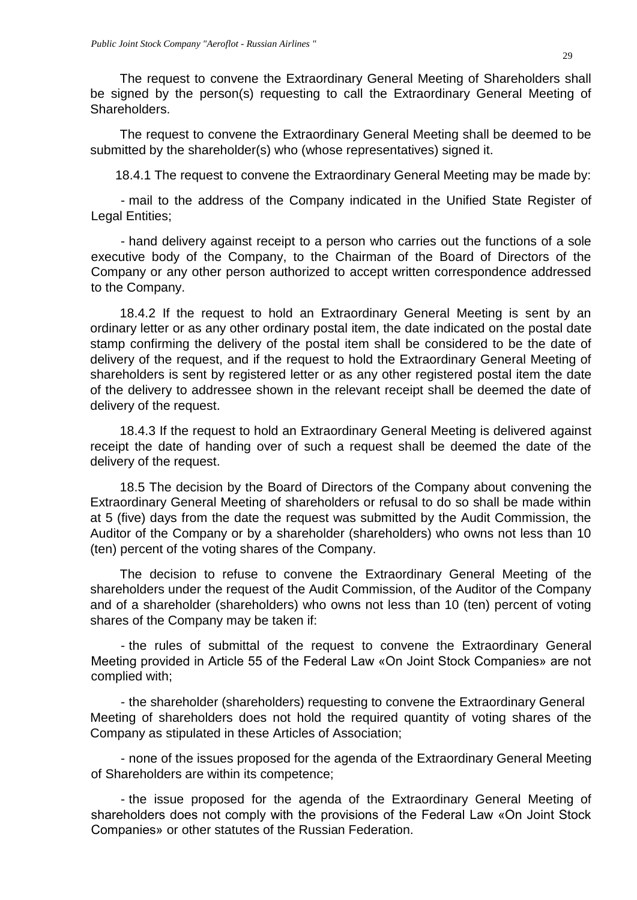The request to convene the Extraordinary General Meeting of Shareholders shall be signed by the person(s) requesting to call the Extraordinary General Meeting of Shareholders.

The request to convene the Extraordinary General Meeting shall be deemed to be submitted by the shareholder(s) who (whose representatives) signed it.

18.4.1 The request to convene the Extraordinary General Meeting may be made by:

- mail to the address of the Company indicated in the Unified State Register of Legal Entities;

- hand delivery against receipt to a person who carries out the functions of a sole executive body of the Company, to the Chairman of the Board of Directors of the Company or any other person authorized to accept written correspondence addressed to the Company.

18.4.2 If the request to hold an Extraordinary General Meeting is sent by an ordinary letter or as any other ordinary postal item, the date indicated on the postal date stamp confirming the delivery of the postal item shall be considered to be the date of delivery of the request, and if the request to hold the Extraordinary General Meeting of shareholders is sent by registered letter or as any other registered postal item the date of the delivery to addressee shown in the relevant receipt shall be deemed the date of delivery of the request.

18.4.3 If the request to hold an Extraordinary General Meeting is delivered against receipt the date of handing over of such a request shall be deemed the date of the delivery of the request.

18.5 The decision by the Board of Directors of the Company about convening the Extraordinary General Meeting of shareholders or refusal to do so shall be made within at 5 (five) days from the date the request was submitted by the Audit Commission, the Auditor of the Company or by a shareholder (shareholders) who owns not less than 10 (ten) percent of the voting shares of the Company.

The decision to refuse to convene the Extraordinary General Meeting of the shareholders under the request of the Audit Commission, of the Auditor of the Company and of a shareholder (shareholders) who owns not less than 10 (ten) percent of voting shares of the Company may be taken if:

- the rules of submittal of the request to convene the Extraordinary General Meeting provided in Article 55 of the Federal Law «On Joint Stock Companies» are not complied with;

- the shareholder (shareholders) requesting to convene the Extraordinary General Meeting of shareholders does not hold the required quantity of voting shares of the Company as stipulated in these Articles of Association;

- none of the issues proposed for the agenda of the Extraordinary General Meeting of Shareholders are within its competence;

- the issue proposed for the agenda of the Extraordinary General Meeting of shareholders does not comply with the provisions of the Federal Law «On Joint Stock Companies» or other statutes of the Russian Federation.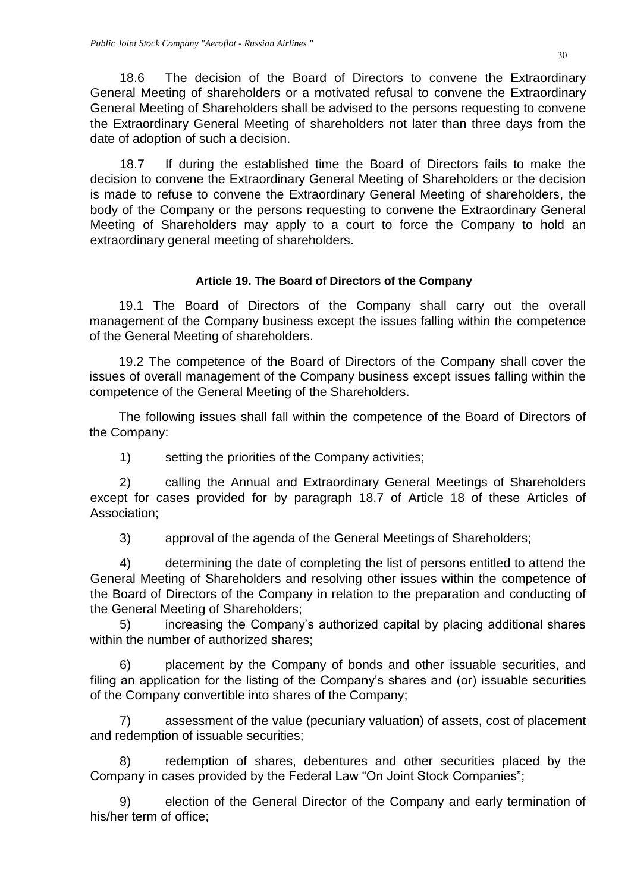18.6 The decision of the Board of Directors to convene the Extraordinary General Meeting of shareholders or a motivated refusal to convene the Extraordinary General Meeting of Shareholders shall be advised to the persons requesting to convene the Extraordinary General Meeting of shareholders not later than three days from the date of adoption of such a decision.

18.7 If during the established time the Board of Directors fails to make the decision to convene the Extraordinary General Meeting of Shareholders or the decision is made to refuse to convene the Extraordinary General Meeting of shareholders, the body of the Company or the persons requesting to convene the Extraordinary General Meeting of Shareholders may apply to a court to force the Company to hold an extraordinary general meeting of shareholders.

### Article 19. The Board of Directors of the Company

19.1 The Board of Directors of the Company shall carry out the overall management of the Company business except the issues falling within the competence of the General Meeting of shareholders.

19.2 The competence of the Board of Directors of the Company shall cover the issues of overall management of the Company business except issues falling within the competence of the General Meeting of the Shareholders.

The following issues shall fall within the competence of the Board of Directors of the Company:

1) setting the priorities of the Company activities;

2) calling the Annual and Extraordinary General Meetings of Shareholders except for cases provided for by paragraph 18.7 of Article 18 of these Articles of Association;

3) approval of the agenda of the General Meetings of Shareholders;

4) determining the date of completing the list of persons entitled to attend the General Meeting of Shareholders and resolving other issues within the competence of the Board of Directors of the Company in relation to the preparation and conducting of the General Meeting of Shareholders;

5) increasing the Company's authorized capital by placing additional shares within the number of authorized shares;

6) placement by the Company of bonds and other issuable securities, and filing an application for the listing of the Company's shares and (or) issuable securities of the Company convertible into shares of the Company;

7) assessment of the value (pecuniary valuation) of assets, cost of placement and redemption of issuable securities;

8) redemption of shares, debentures and other securities placed by the Company in cases provided by the Federal Law "On Joint Stock Companies";

9) election of the General Director of the Company and early termination of his/her term of office;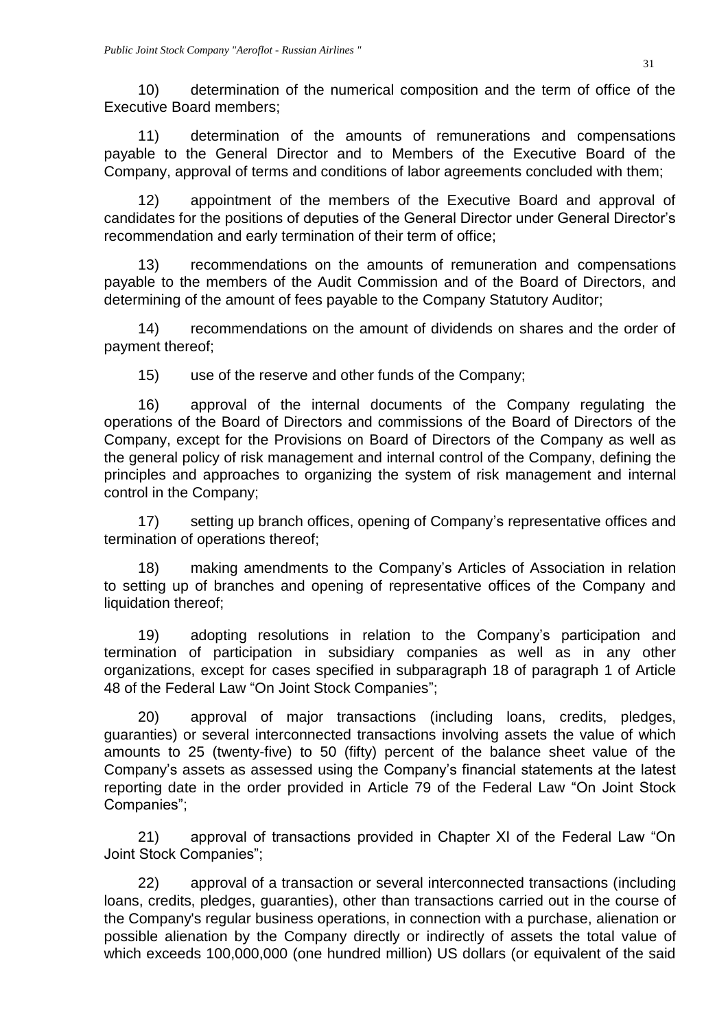10) determination of the numerical composition and the term of office of the Executive Board members;

11) determination of the amounts of remunerations and compensations payable to the General Director and to Members of the Executive Board of the Company, approval of terms and conditions of labor agreements concluded with them;

12) appointment of the members of the Executive Board and approval of candidates for the positions of deputies of the General Director under General Director's recommendation and early termination of their term of office;

13) recommendations on the amounts of remuneration and compensations payable to the members of the Audit Commission and of the Board of Directors, and determining of the amount of fees payable to the Company Statutory Auditor;

14) recommendations on the amount of dividends on shares and the order of payment thereof;

15) use of the reserve and other funds of the Company;

16) approval of the internal documents of the Company regulating the operations of the Board of Directors and commissions of the Board of Directors of the Company, except for the Provisions on Board of Directors of the Company as well as the general policy of risk management and internal control of the Company, defining the principles and approaches to organizing the system of risk management and internal control in the Company;

17) setting up branch offices, opening of Company's representative offices and termination of operations thereof;

18) making amendments to the Company's Articles of Association in relation to setting up of branches and opening of representative offices of the Company and liquidation thereof;

19) adopting resolutions in relation to the Company's participation and termination of participation in subsidiary companies as well as in any other organizations, except for cases specified in subparagraph 18 of paragraph 1 of Article 48 of the Federal Law "On Joint Stock Companies";

20) approval of major transactions (including loans, credits, pledges, guaranties) or several interconnected transactions involving assets the value of which amounts to 25 (twenty-five) to 50 (fifty) percent of the balance sheet value of the Company's assets as assessed using the Company's financial statements at the latest reporting date in the order provided in Article 79 of the Federal Law "On Joint Stock Companies";

21) approval of transactions provided in Chapter XI of the Federal Law "On Joint Stock Companies";

22) approval of a transaction or several interconnected transactions (including loans, credits, pledges, guaranties), other than transactions carried out in the course of the Company's regular business operations, in connection with a purchase, alienation or possible alienation by the Company directly or indirectly of assets the total value of which exceeds 100,000,000 (one hundred million) US dollars (or equivalent of the said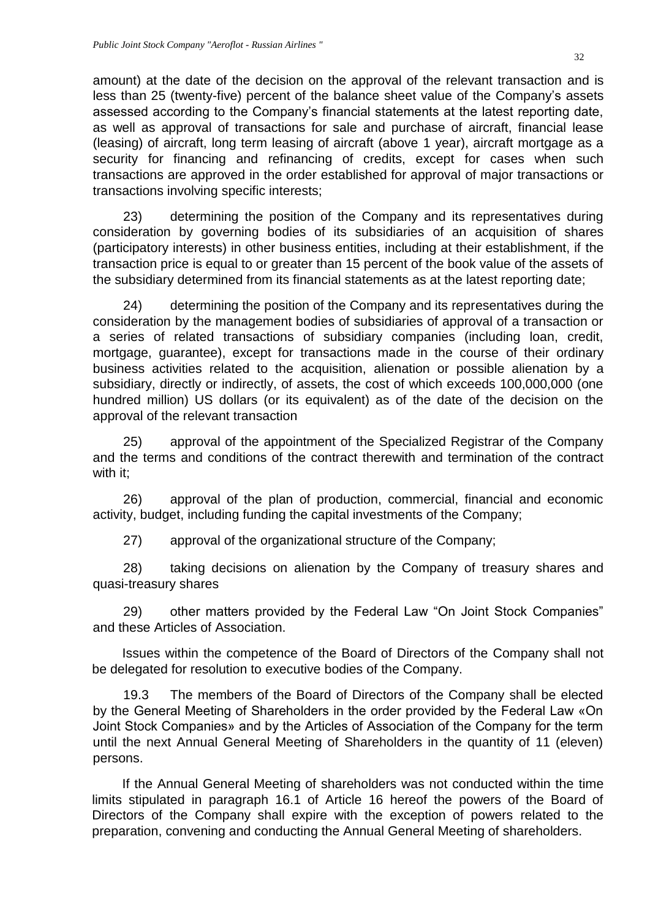amount) at the date of the decision on the approval of the relevant transaction and is less than 25 (twenty-five) percent of the balance sheet value of the Company's assets assessed according to the Company's financial statements at the latest reporting date, as well as approval of transactions for sale and purchase of aircraft, financial lease (leasing) of aircraft, long term leasing of aircraft (above 1 year), aircraft mortgage as a security for financing and refinancing of credits, except for cases when such transactions are approved in the order established for approval of major transactions or transactions involving specific interests;

23) determining the position of the Company and its representatives during consideration by governing bodies of its subsidiaries of an acquisition of shares (participatory interests) in other business entities, including at their establishment, if the transaction price is equal to or greater than 15 percent of the book value of the assets of the subsidiary determined from its financial statements as at the latest reporting date;

24) determining the position of the Company and its representatives during the consideration by the management bodies of subsidiaries of approval of a transaction or a series of related transactions of subsidiary companies (including loan, credit, mortgage, guarantee), except for transactions made in the course of their ordinary business activities related to the acquisition, alienation or possible alienation by a subsidiary, directly or indirectly, of assets, the cost of which exceeds 100,000,000 (one hundred million) US dollars (or its equivalent) as of the date of the decision on the approval of the relevant transaction

25) approval of the appointment of the Specialized Registrar of the Company and the terms and conditions of the contract therewith and termination of the contract with it;

26) approval of the plan of production, commercial, financial and economic activity, budget, including funding the capital investments of the Company;

27) approval of the organizational structure of the Company;

28) taking decisions on alienation by the Company of treasury shares and quasi-treasury shares

29) other matters provided by the Federal Law "On Joint Stock Companies" and these Articles of Association.

Issues within the competence of the Board of Directors of the Company shall not be delegated for resolution to executive bodies of the Company.

19.3 The members of the Board of Directors of the Company shall be elected by the General Meeting of Shareholders in the order provided by the Federal Law «On Joint Stock Companies» and by the Articles of Association of the Company for the term until the next Annual General Meeting of Shareholders in the quantity of 11 (eleven) persons.

If the Annual General Meeting of shareholders was not conducted within the time limits stipulated in paragraph 16.1 of Article 16 hereof the powers of the Board of Directors of the Company shall expire with the exception of powers related to the preparation, convening and conducting the Annual General Meeting of shareholders.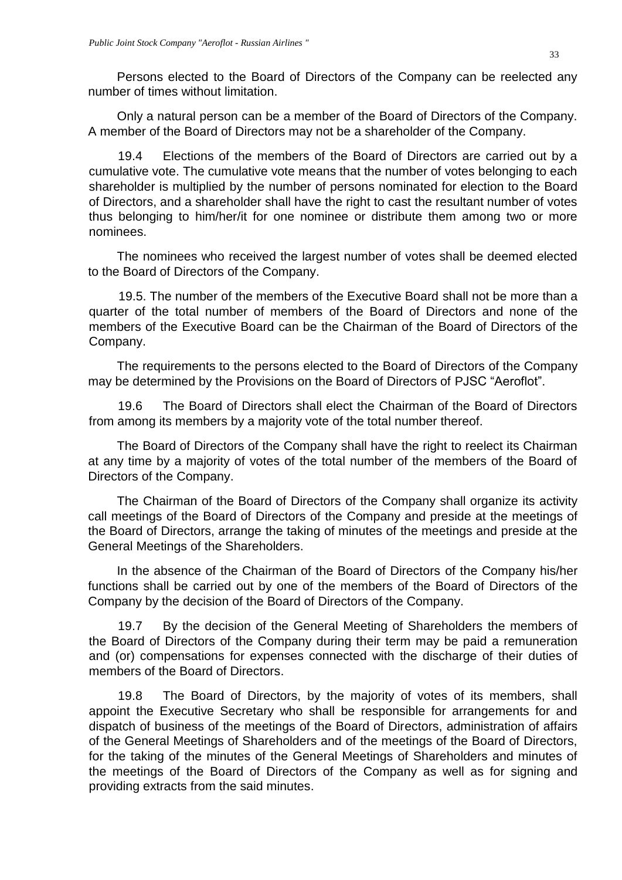Persons elected to the Board of Directors of the Company can be reelected any number of times without limitation.

Only a natural person can be a member of the Board of Directors of the Company. A member of the Board of Directors may not be a shareholder of the Company.

19.4 Elections of the members of the Board of Directors are carried out by a cumulative vote. The cumulative vote means that the number of votes belonging to each shareholder is multiplied by the number of persons nominated for election to the Board of Directors, and a shareholder shall have the right to cast the resultant number of votes thus belonging to him/her/it for one nominee or distribute them among two or more nominees.

The nominees who received the largest number of votes shall be deemed elected to the Board of Directors of the Company.

19.5. The number of the members of the Executive Board shall not be more than a quarter of the total number of members of the Board of Directors and none of the members of the Executive Board can be the Chairman of the Board of Directors of the Company.

The requirements to the persons elected to the Board of Directors of the Company may be determined by the Provisions on the Board of Directors of PJSC "Aeroflot".

19.6 The Board of Directors shall elect the Chairman of the Board of Directors from among its members by a majority vote of the total number thereof.

The Board of Directors of the Company shall have the right to reelect its Chairman at any time by a majority of votes of the total number of the members of the Board of Directors of the Company.

The Chairman of the Board of Directors of the Company shall organize its activity call meetings of the Board of Directors of the Company and preside at the meetings of the Board of Directors, arrange the taking of minutes of the meetings and preside at the General Meetings of the Shareholders.

In the absence of the Chairman of the Board of Directors of the Company his/her functions shall be carried out by one of the members of the Board of Directors of the Company by the decision of the Board of Directors of the Company.

19.7 By the decision of the General Meeting of Shareholders the members of the Board of Directors of the Company during their term may be paid a remuneration and (or) compensations for expenses connected with the discharge of their duties of members of the Board of Directors.

19.8 The Board of Directors, by the majority of votes of its members, shall appoint the Executive Secretary who shall be responsible for arrangements for and dispatch of business of the meetings of the Board of Directors, administration of affairs of the General Meetings of Shareholders and of the meetings of the Board of Directors, for the taking of the minutes of the General Meetings of Shareholders and minutes of the meetings of the Board of Directors of the Company as well as for signing and providing extracts from the said minutes.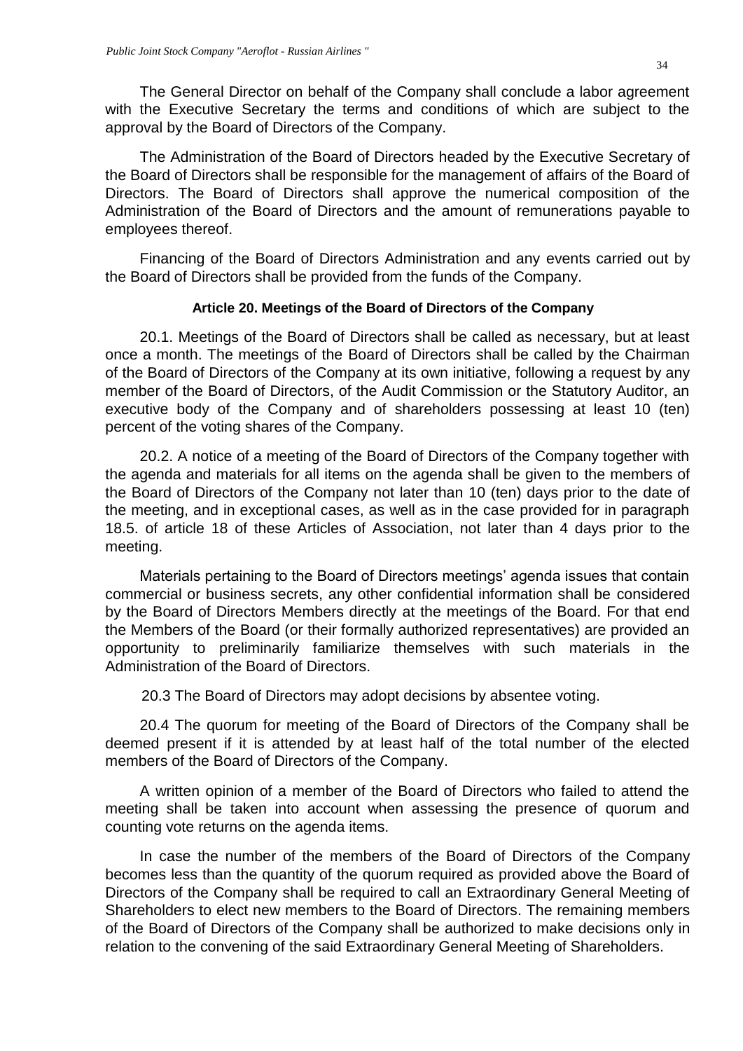The General Director on behalf of the Company shall conclude a labor agreement with the Executive Secretary the terms and conditions of which are subject to the approval by the Board of Directors of the Company.

The Administration of the Board of Directors headed by the Executive Secretary of the Board of Directors shall be responsible for the management of affairs of the Board of Directors. The Board of Directors shall approve the numerical composition of the Administration of the Board of Directors and the amount of remunerations payable to employees thereof.

Financing of the Board of Directors Administration and any events carried out by the Board of Directors shall be provided from the funds of the Company.

#### Article 20. Meetings of the Board of Directors of the Company

20.1. Meetings of the Board of Directors shall be called as necessary, but at least once a month. The meetings of the Board of Directors shall be called by the Chairman of the Board of Directors of the Company at its own initiative, following a request by any member of the Board of Directors, of the Audit Commission or the Statutory Auditor, an executive body of the Company and of shareholders possessing at least 10 (ten) percent of the voting shares of the Company.

20.2. A notice of a meeting of the Board of Directors of the Company together with the agenda and materials for all items on the agenda shall be given to the members of the Board of Directors of the Company not later than 10 (ten) days prior to the date of the meeting, and in exceptional cases, as well as in the case provided for in paragraph 18.5. of article 18 of these Articles of Association, not later than 4 days prior to the meeting.

Materials pertaining to the Board of Directors meetings' agenda issues that contain commercial or business secrets, any other confidential information shall be considered by the Board of Directors Members directly at the meetings of the Board. For that end the Members of the Board (or their formally authorized representatives) are provided an opportunity to preliminarily familiarize themselves with such materials in the Administration of the Board of Directors.

20.3 The Board of Directors may adopt decisions by absentee voting.

20.4 The quorum for meeting of the Board of Directors of the Company shall be deemed present if it is attended by at least half of the total number of the elected members of the Board of Directors of the Company.

A written opinion of a member of the Board of Directors who failed to attend the meeting shall be taken into account when assessing the presence of quorum and counting vote returns on the agenda items.

In case the number of the members of the Board of Directors of the Company becomes less than the quantity of the quorum required as provided above the Board of Directors of the Company shall be required to call an Extraordinary General Meeting of Shareholders to elect new members to the Board of Directors. The remaining members of the Board of Directors of the Company shall be authorized to make decisions only in relation to the convening of the said Extraordinary General Meeting of Shareholders.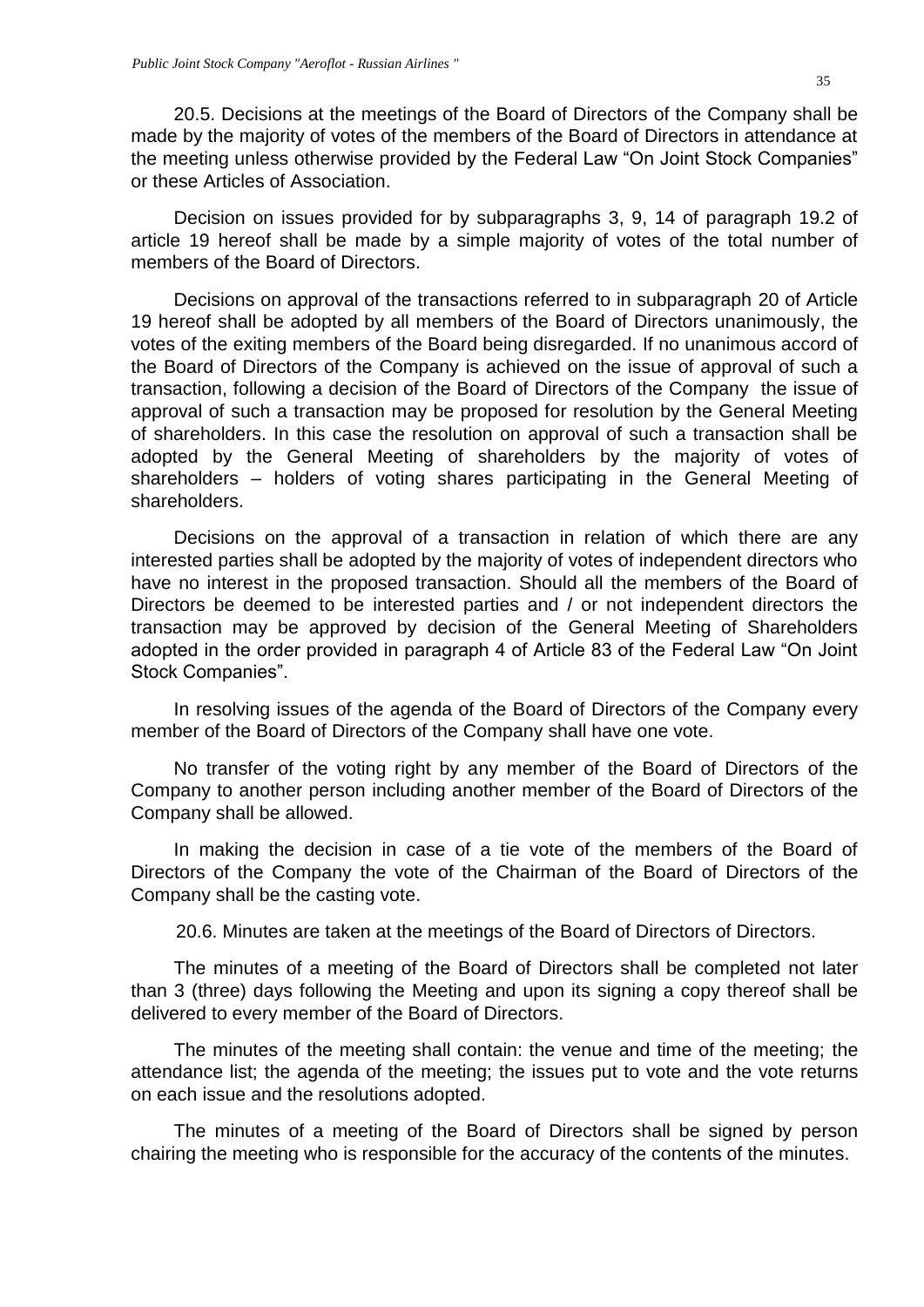20.5. Decisions at the meetings of the Board of Directors of the Company shall be made by the majority of votes of the members of the Board of Directors in attendance at the meeting unless otherwise provided by the Federal Law “On Joint Stock Companies” or these Articles of Association.

Decision on issues provided for by subparagraphs 3, 9, 14 of paragraph 19.2 of article 19 hereof shall be made by a simple majority of votes of the total number of members of the Board of Directors.

Decisions on approval of the transactions referred to in subparagraph 20 of Article 19 hereof shall be adopted by all members of the Board of Directors unanimously, the votes of the exiting members of the Board being disregarded. If no unanimous accord of the Board of Directors of the Company is achieved on the issue of approval of such a transaction, following a decision of the Board of Directors of the Company the issue of approval of such a transaction may be proposed for resolution by the General Meeting of shareholders. In this case the resolution on approval of such a transaction shall be adopted by the General Meeting of shareholders by the majority of votes of shareholders – holders of voting shares participating in the General Meeting of shareholders.

Decisions on the approval of a transaction in relation of which there are any interested parties shall be adopted by the majority of votes of independent directors who have no interest in the proposed transaction. Should all the members of the Board of Directors be deemed to be interested parties and / or not independent directors the transaction may be approved by decision of the General Meeting of Shareholders adopted in the order provided in paragraph 4 of Article 83 of the Federal Law “On Joint Stock Companies”.

In resolving issues of the agenda of the Board of Directors of the Company every member of the Board of Directors of the Company shall have one vote.

No transfer of the voting right by any member of the Board of Directors of the Company to another person including another member of the Board of Directors of the Company shall be allowed.

In making the decision in case of a tie vote of the members of the Board of Directors of the Company the vote of the Chairman of the Board of Directors of the Company shall be the casting vote.

20.6. Minutes are taken at the meetings of the Board of Directors of Directors.

The minutes of a meeting of the Board of Directors shall be completed not later than 3 (three) days following the Meeting and upon its signing a copy thereof shall be delivered to every member of the Board of Directors.

The minutes of the meeting shall contain: the venue and time of the meeting; the attendance list; the agenda of the meeting; the issues put to vote and the vote returns on each issue and the resolutions adopted.

The minutes of a meeting of the Board of Directors shall be signed by person chairing the meeting who is responsible for the accuracy of the contents of the minutes.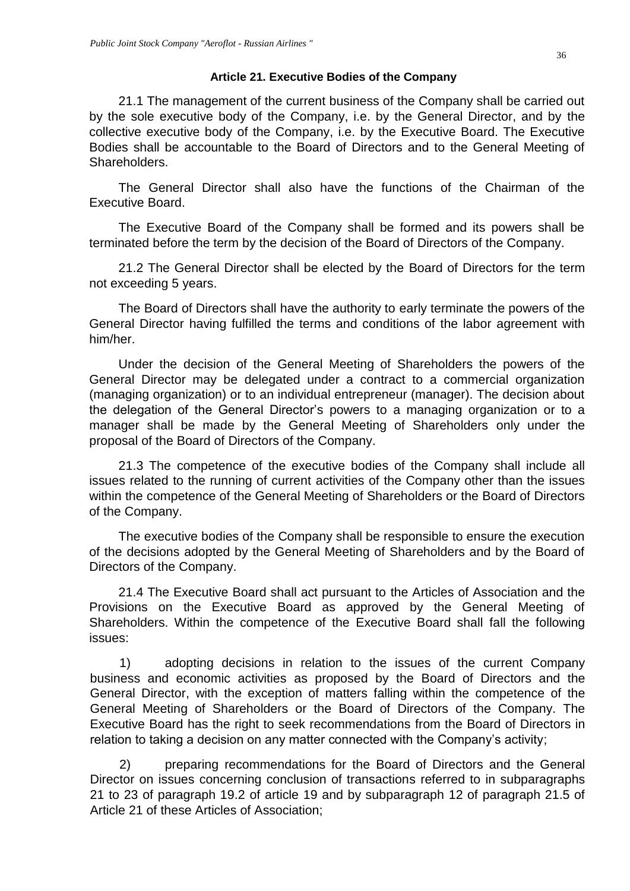### Article 21. Executive Bodies of the Company

21.1 The management of the current business of the Company shall be carried out by the sole executive body of the Company, i.e. by the General Director, and by the collective executive body of the Company, i.e. by the Executive Board. The Executive Bodies shall be accountable to the Board of Directors and to the General Meeting of Shareholders.

The General Director shall also have the functions of the Chairman of the Executive Board.

The Executive Board of the Company shall be formed and its powers shall be terminated before the term by the decision of the Board of Directors of the Company.

21.2 The General Director shall be elected by the Board of Directors for the term not exceeding 5 years.

The Board of Directors shall have the authority to early terminate the powers of the General Director having fulfilled the terms and conditions of the labor agreement with him/her.

Under the decision of the General Meeting of Shareholders the powers of the General Director may be delegated under a contract to a commercial organization (managing organization) or to an individual entrepreneur (manager). The decision about the delegation of the General Director's powers to a managing organization or to a manager shall be made by the General Meeting of Shareholders only under the proposal of the Board of Directors of the Company.

21.3 The competence of the executive bodies of the Company shall include all issues related to the running of current activities of the Company other than the issues within the competence of the General Meeting of Shareholders or the Board of Directors of the Company.

The executive bodies of the Company shall be responsible to ensure the execution of the decisions adopted by the General Meeting of Shareholders and by the Board of Directors of the Company.

21.4 The Executive Board shall act pursuant to the Articles of Association and the Provisions on the Executive Board as approved by the General Meeting of Shareholders. Within the competence of the Executive Board shall fall the following issues:

1) adopting decisions in relation to the issues of the current Company business and economic activities as proposed by the Board of Directors and the General Director, with the exception of matters falling within the competence of the General Meeting of Shareholders or the Board of Directors of the Company. The Executive Board has the right to seek recommendations from the Board of Directors in relation to taking a decision on any matter connected with the Company's activity;

2) preparing recommendations for the Board of Directors and the General Director on issues concerning conclusion of transactions referred to in subparagraphs 21 to 23 of paragraph 19.2 of article 19 and by subparagraph 12 of paragraph 21.5 of Article 21 of these Articles of Association;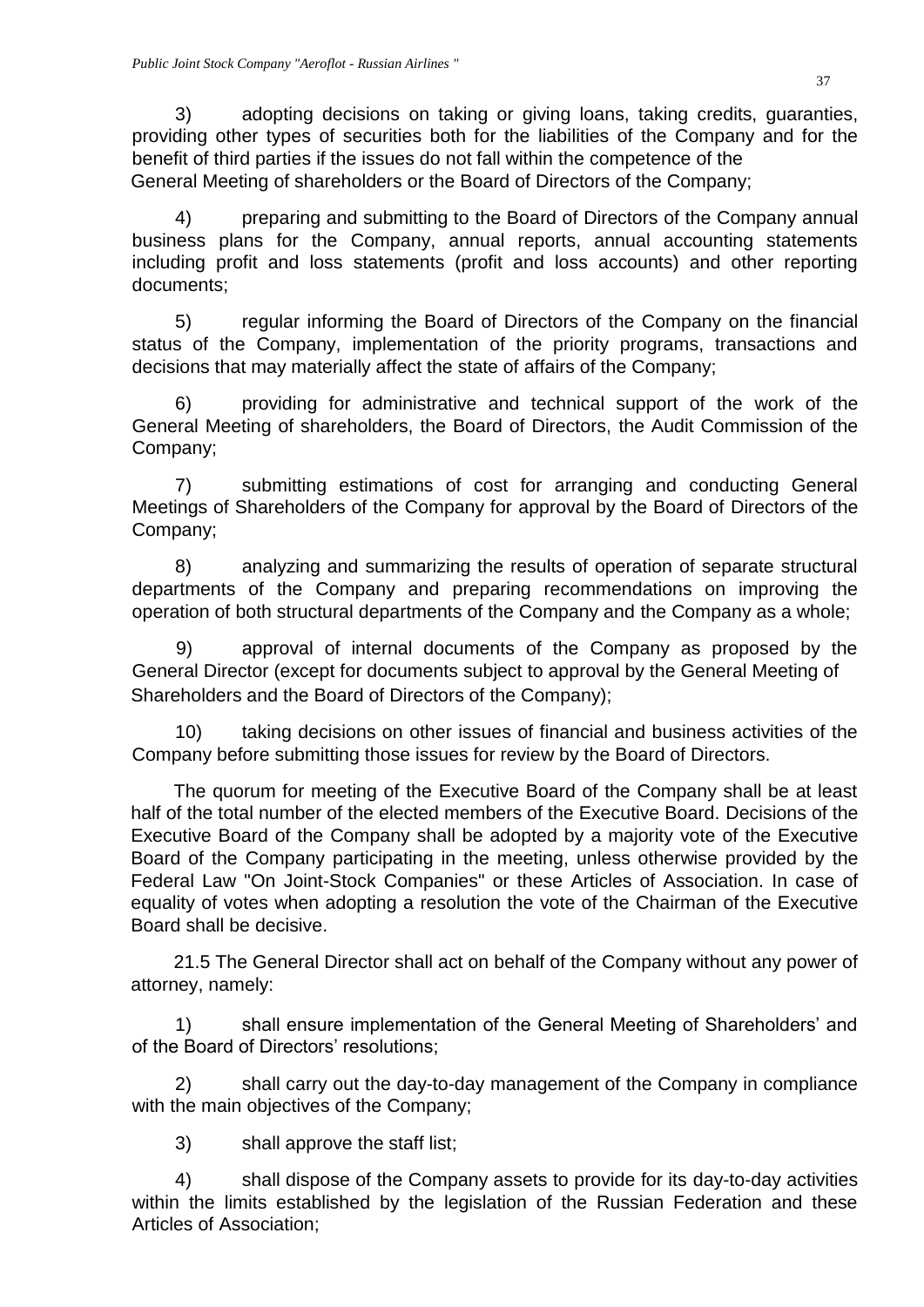3) adopting decisions on taking or giving loans, taking credits, guaranties, providing other types of securities both for the liabilities of the Company and for the benefit of third parties if the issues do not fall within the competence of the General Meeting of shareholders or the Board of Directors of the Company;

4) preparing and submitting to the Board of Directors of the Company annual business plans for the Company, annual reports, annual accounting statements including profit and loss statements (profit and loss accounts) and other reporting documents;

5) regular informing the Board of Directors of the Company on the financial status of the Company, implementation of the priority programs, transactions and decisions that may materially affect the state of affairs of the Company;

6) providing for administrative and technical support of the work of the General Meeting of shareholders, the Board of Directors, the Audit Commission of the Company;

7) submitting estimations of cost for arranging and conducting General Meetings of Shareholders of the Company for approval by the Board of Directors of the Company;

8) analyzing and summarizing the results of operation of separate structural departments of the Company and preparing recommendations on improving the operation of both structural departments of the Company and the Company as a whole;

9) approval of internal documents of the Company as proposed by the General Director (except for documents subject to approval by the General Meeting of Shareholders and the Board of Directors of the Company);

10) taking decisions on other issues of financial and business activities of the Company before submitting those issues for review by the Board of Directors.

The quorum for meeting of the Executive Board of the Company shall be at least half of the total number of the elected members of the Executive Board. Decisions of the Executive Board of the Company shall be adopted by a majority vote of the Executive Board of the Company participating in the meeting, unless otherwise provided by the Federal Law "On Joint-Stock Companies" or these Articles of Association. In case of equality of votes when adopting a resolution the vote of the Chairman of the Executive Board shall be decisive.

21.5 The General Director shall act on behalf of the Company without any power of attorney, namely:

1) shall ensure implementation of the General Meeting of Shareholders' and of the Board of Directors' resolutions;

2) shall carry out the day-to-day management of the Company in compliance with the main objectives of the Company;

3) shall approve the staff list;

4) shall dispose of the Company assets to provide for its day-to-day activities within the limits established by the legislation of the Russian Federation and these Articles of Association;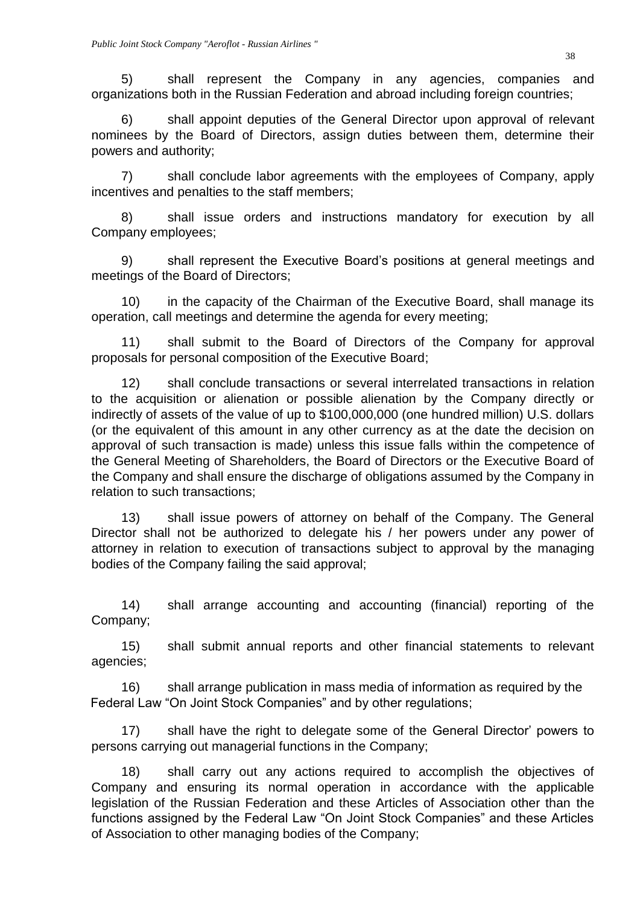5) shall represent the Company in any agencies, companies and organizations both in the Russian Federation and abroad including foreign countries;

6) shall appoint deputies of the General Director upon approval of relevant nominees by the Board of Directors, assign duties between them, determine their powers and authority;

7) shall conclude labor agreements with the employees of Company, apply incentives and penalties to the staff members;

8) shall issue orders and instructions mandatory for execution by all Company employees;

9) shall represent the Executive Board's positions at general meetings and meetings of the Board of Directors;

10) in the capacity of the Chairman of the Executive Board, shall manage its operation, call meetings and determine the agenda for every meeting;

11) shall submit to the Board of Directors of the Company for approval proposals for personal composition of the Executive Board;

12) shall conclude transactions or several interrelated transactions in relation to the acquisition or alienation or possible alienation by the Company directly or indirectly of assets of the value of up to $100,000,000 (one hundred million) U.S. dollars (or the equivalent of this amount in any other currency as at the date the decision on approval of such transaction is made) unless this issue falls within the competence of the General Meeting of Shareholders, the Board of Directors or the Executive Board of the Company and shall ensure the discharge of obligations assumed by the Company in relation to such transactions;

13) shall issue powers of attorney on behalf of the Company. The General Director shall not be authorized to delegate his / her powers under any power of attorney in relation to execution of transactions subject to approval by the managing bodies of the Company failing the said approval;

14) shall arrange accounting and accounting (financial) reporting of the Company;

15) shall submit annual reports and other financial statements to relevant agencies;

16) shall arrange publication in mass media of information as required by the Federal Law "On Joint Stock Companies" and by other regulations;

17) shall have the right to delegate some of the General Director' powers to persons carrying out managerial functions in the Company;

18) shall carry out any actions required to accomplish the objectives of Company and ensuring its normal operation in accordance with the applicable legislation of the Russian Federation and these Articles of Association other than the functions assigned by the Federal Law "On Joint Stock Companies" and these Articles of Association to other managing bodies of the Company;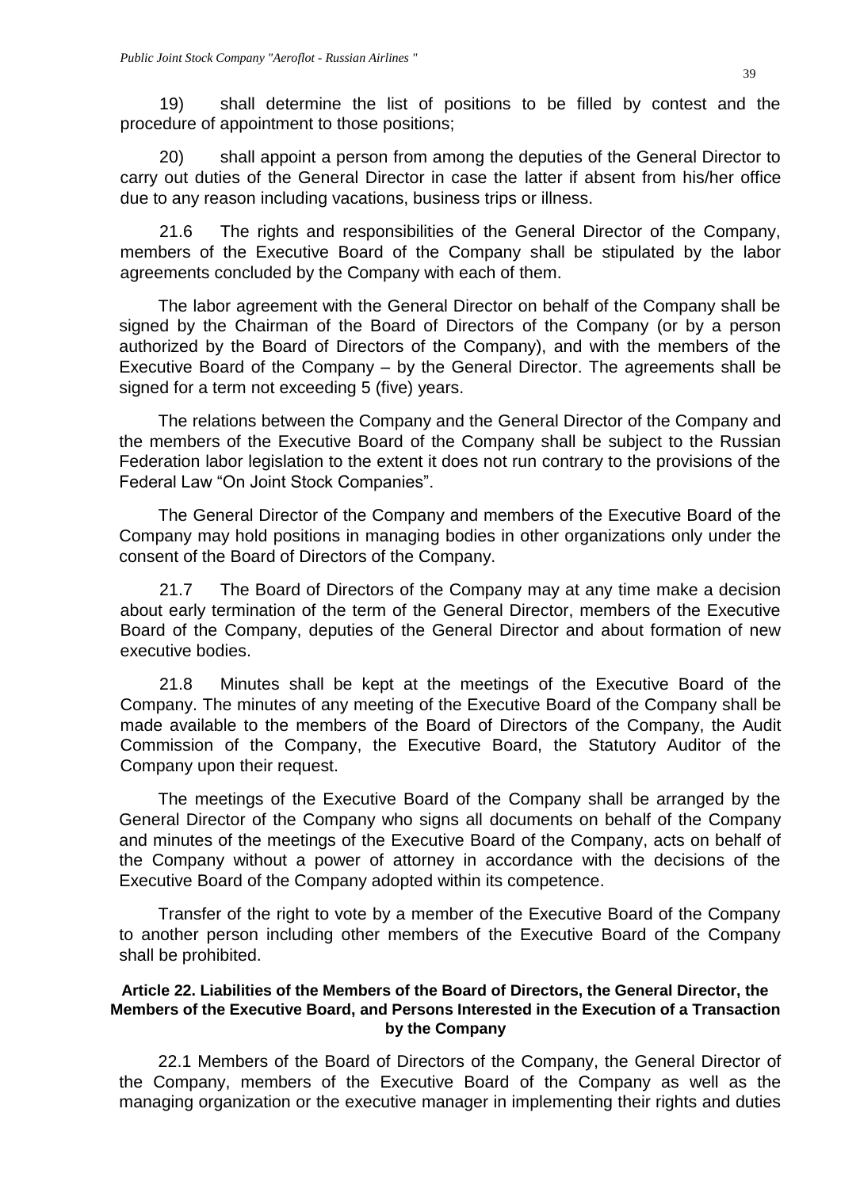19) shall determine the list of positions to be filled by contest and the procedure of appointment to those positions;

20) shall appoint a person from among the deputies of the General Director to carry out duties of the General Director in case the latter if absent from his/her office due to any reason including vacations, business trips or illness.

21.6 The rights and responsibilities of the General Director of the Company, members of the Executive Board of the Company shall be stipulated by the labor agreements concluded by the Company with each of them.

The labor agreement with the General Director on behalf of the Company shall be signed by the Chairman of the Board of Directors of the Company (or by a person authorized by the Board of Directors of the Company), and with the members of the Executive Board of the Company – by the General Director. The agreements shall be signed for a term not exceeding 5 (five) years.

The relations between the Company and the General Director of the Company and the members of the Executive Board of the Company shall be subject to the Russian Federation labor legislation to the extent it does not run contrary to the provisions of the Federal Law "On Joint Stock Companies".

The General Director of the Company and members of the Executive Board of the Company may hold positions in managing bodies in other organizations only under the consent of the Board of Directors of the Company.

21.7 The Board of Directors of the Company may at any time make a decision about early termination of the term of the General Director, members of the Executive Board of the Company, deputies of the General Director and about formation of new executive bodies.

21.8 Minutes shall be kept at the meetings of the Executive Board of the Company. The minutes of any meeting of the Executive Board of the Company shall be made available to the members of the Board of Directors of the Company, the Audit Commission of the Company, the Executive Board, the Statutory Auditor of the Company upon their request.

The meetings of the Executive Board of the Company shall be arranged by the General Director of the Company who signs all documents on behalf of the Company and minutes of the meetings of the Executive Board of the Company, acts on behalf of the Company without a power of attorney in accordance with the decisions of the Executive Board of the Company adopted within its competence.

Transfer of the right to vote by a member of the Executive Board of the Company to another person including other members of the Executive Board of the Company shall be prohibited.

### Article 22. Liabilities of the Members of the Board of Directors, the General Director, the Members of the Executive Board, and Persons Interested in the Execution of a Transaction by the Company

22.1 Members of the Board of Directors of the Company, the General Director of the Company, members of the Executive Board of the Company as well as the managing organization or the executive manager in implementing their rights and duties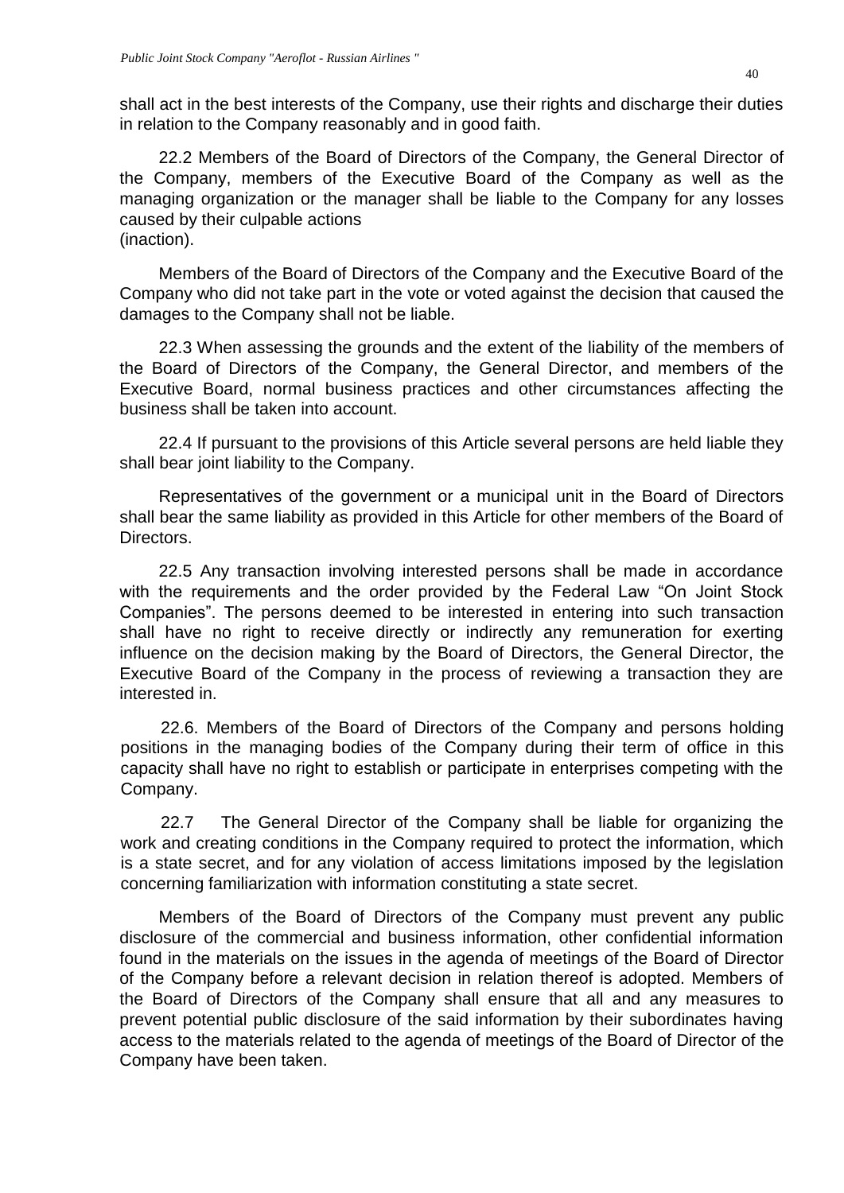shall act in the best interests of the Company, use their rights and discharge their duties in relation to the Company reasonably and in good faith.

22.2 Members of the Board of Directors of the Company, the General Director of the Company, members of the Executive Board of the Company as well as the managing organization or the manager shall be liable to the Company for any losses caused by their culpable actions (inaction).

Members of the Board of Directors of the Company and the Executive Board of the Company who did not take part in the vote or voted against the decision that caused the damages to the Company shall not be liable.

22.3 When assessing the grounds and the extent of the liability of the members of the Board of Directors of the Company, the General Director, and members of the Executive Board, normal business practices and other circumstances affecting the business shall be taken into account.

22.4 If pursuant to the provisions of this Article several persons are held liable they shall bear joint liability to the Company.

Representatives of the government or a municipal unit in the Board of Directors shall bear the same liability as provided in this Article for other members of the Board of Directors.

22.5 Any transaction involving interested persons shall be made in accordance with the requirements and the order provided by the Federal Law "On Joint Stock Companies". The persons deemed to be interested in entering into such transaction shall have no right to receive directly or indirectly any remuneration for exerting influence on the decision making by the Board of Directors, the General Director, the Executive Board of the Company in the process of reviewing a transaction they are interested in.

22.6. Members of the Board of Directors of the Company and persons holding positions in the managing bodies of the Company during their term of office in this capacity shall have no right to establish or participate in enterprises competing with the Company.

22.7 The General Director of the Company shall be liable for organizing the work and creating conditions in the Company required to protect the information, which is a state secret, and for any violation of access limitations imposed by the legislation concerning familiarization with information constituting a state secret.

Members of the Board of Directors of the Company must prevent any public disclosure of the commercial and business information, other confidential information found in the materials on the issues in the agenda of meetings of the Board of Director of the Company before a relevant decision in relation thereof is adopted. Members of the Board of Directors of the Company shall ensure that all and any measures to prevent potential public disclosure of the said information by their subordinates having access to the materials related to the agenda of meetings of the Board of Director of the Company have been taken.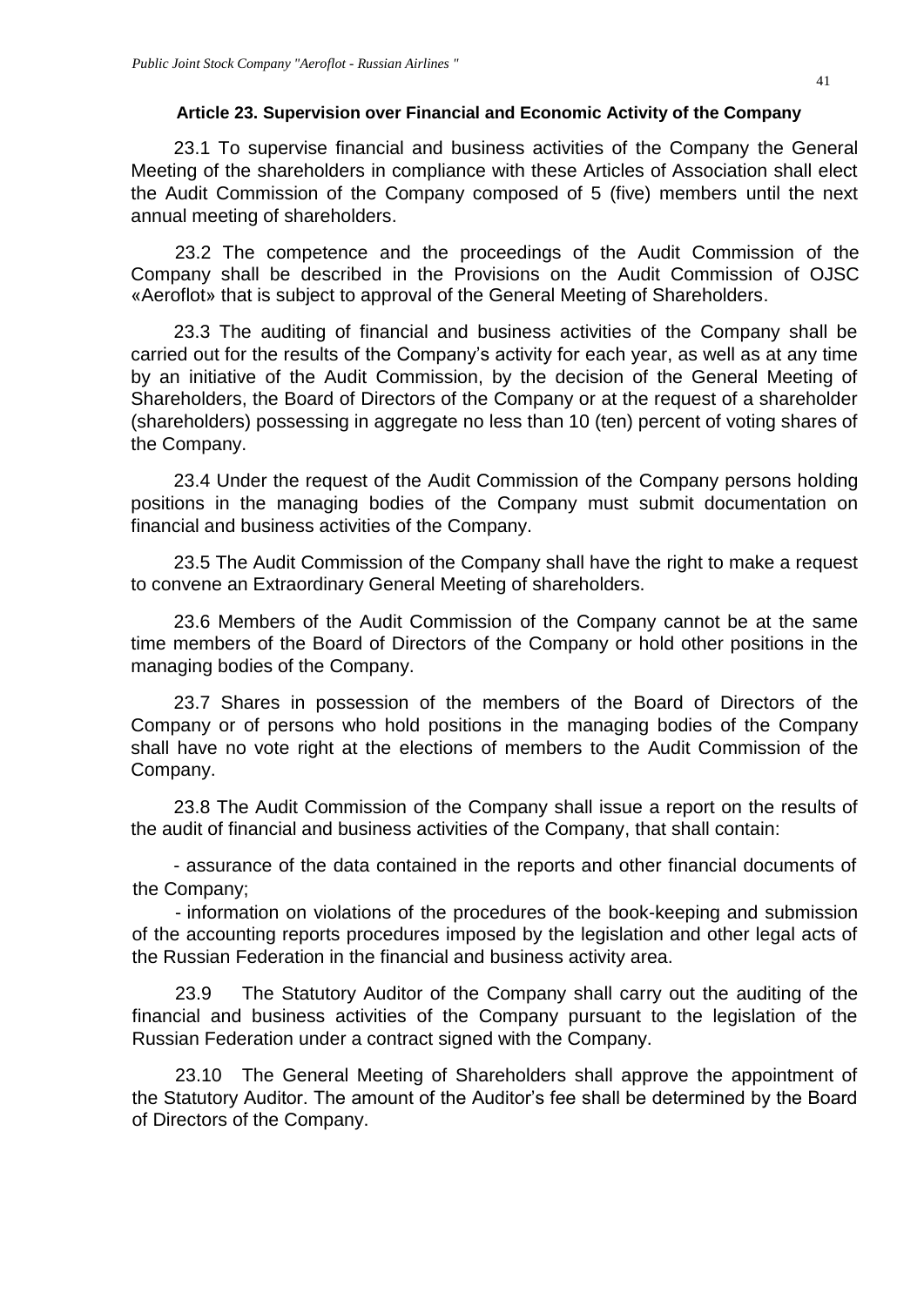### Article 23. Supervision over Financial and Economic Activity of the Company

23.1 To supervise financial and business activities of the Company the General Meeting of the shareholders in compliance with these Articles of Association shall elect the Audit Commission of the Company composed of 5 (five) members until the next annual meeting of shareholders.

23.2 The competence and the proceedings of the Audit Commission of the Company shall be described in the Provisions on the Audit Commission of OJSC «Aeroflot» that is subject to approval of the General Meeting of Shareholders.

23.3 The auditing of financial and business activities of the Company shall be carried out for the results of the Company's activity for each year, as well as at any time by an initiative of the Audit Commission, by the decision of the General Meeting of Shareholders, the Board of Directors of the Company or at the request of a shareholder (shareholders) possessing in aggregate no less than 10 (ten) percent of voting shares of the Company.

23.4 Under the request of the Audit Commission of the Company persons holding positions in the managing bodies of the Company must submit documentation on financial and business activities of the Company.

23.5 The Audit Commission of the Company shall have the right to make a request to convene an Extraordinary General Meeting of shareholders.

23.6 Members of the Audit Commission of the Company cannot be at the same time members of the Board of Directors of the Company or hold other positions in the managing bodies of the Company.

23.7 Shares in possession of the members of the Board of Directors of the Company or of persons who hold positions in the managing bodies of the Company shall have no vote right at the elections of members to the Audit Commission of the Company.

23.8 The Audit Commission of the Company shall issue a report on the results of the audit of financial and business activities of the Company, that shall contain:

- assurance of the data contained in the reports and other financial documents of the Company;
- information on violations of the procedures of the book-keeping and submission of the accounting reports procedures imposed by the legislation and other legal acts of the Russian Federation in the financial and business activity area.

23.9 The Statutory Auditor of the Company shall carry out the auditing of the financial and business activities of the Company pursuant to the legislation of the Russian Federation under a contract signed with the Company.

23.10 The General Meeting of Shareholders shall approve the appointment of the Statutory Auditor. The amount of the Auditor's fee shall be determined by the Board of Directors of the Company.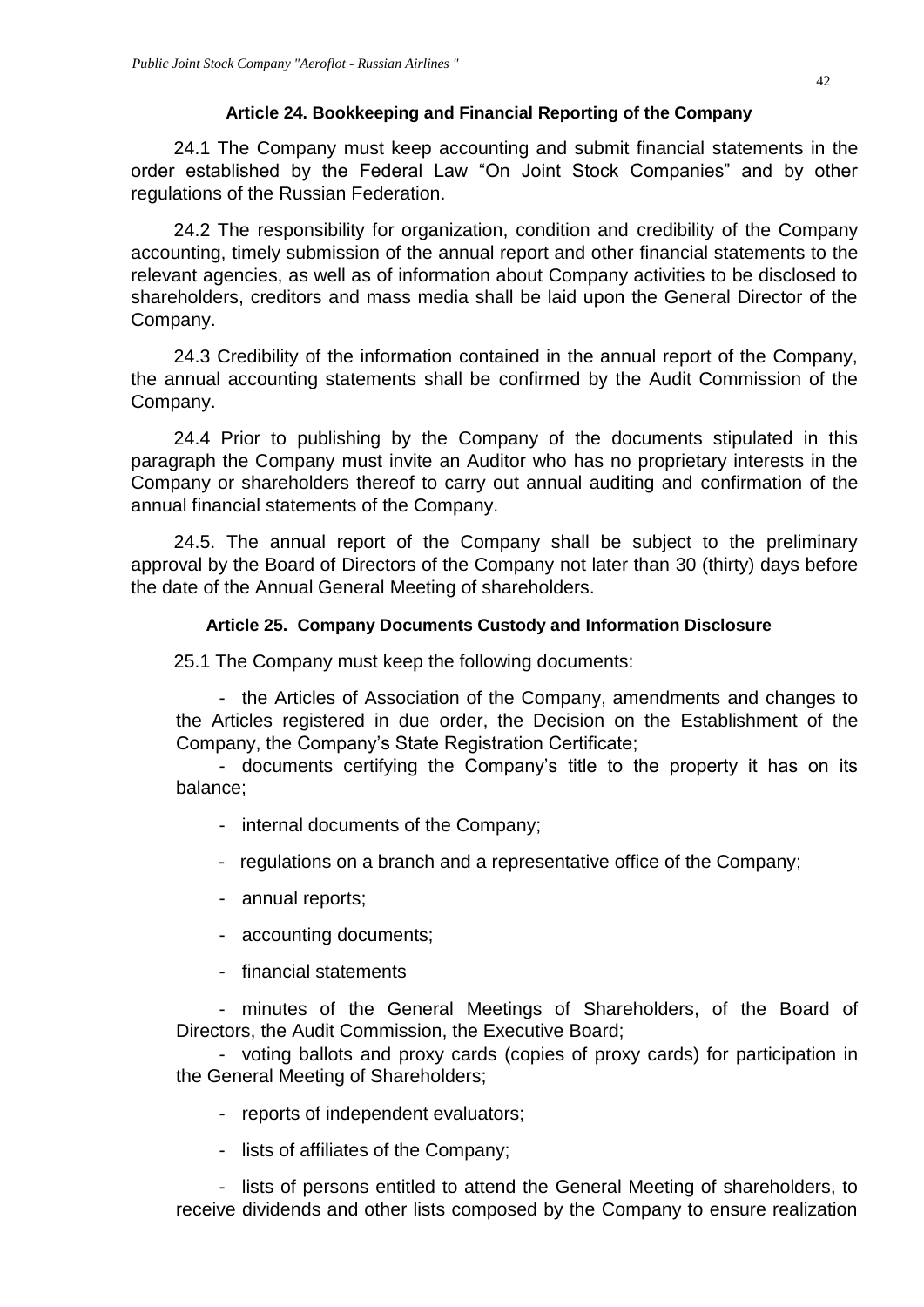### Article 24. Bookkeeping and Financial Reporting of the Company

24.1 The Company must keep accounting and submit financial statements in the order established by the Federal Law "On Joint Stock Companies" and by other regulations of the Russian Federation.

24.2 The responsibility for organization, condition and credibility of the Company accounting, timely submission of the annual report and other financial statements to the relevant agencies, as well as of information about Company activities to be disclosed to shareholders, creditors and mass media shall be laid upon the General Director of the Company.

24.3 Credibility of the information contained in the annual report of the Company, the annual accounting statements shall be confirmed by the Audit Commission of the Company.

24.4 Prior to publishing by the Company of the documents stipulated in this paragraph the Company must invite an Auditor who has no proprietary interests in the Company or shareholders thereof to carry out annual auditing and confirmation of the annual financial statements of the Company.

24.5. The annual report of the Company shall be subject to the preliminary approval by the Board of Directors of the Company not later than 30 (thirty) days before the date of the Annual General Meeting of shareholders.

### Article 25. Company Documents Custody and Information Disclosure

25.1 The Company must keep the following documents:

- the Articles of Association of the Company, amendments and changes to the Articles registered in due order, the Decision on the Establishment of the Company, the Company's State Registration Certificate;
- documents certifying the Company's title to the property it has on its balance;
- internal documents of the Company;
- regulations on a branch and a representative office of the Company;
- annual reports;
- accounting documents;
- financial statements
- minutes of the General Meetings of Shareholders, of the Board of Directors, the Audit Commission, the Executive Board;
- voting ballots and proxy cards (copies of proxy cards) for participation in the General Meeting of Shareholders;
- reports of independent evaluators;
- lists of affiliates of the Company;
- lists of persons entitled to attend the General Meeting of shareholders, to receive dividends and other lists composed by the Company to ensure realization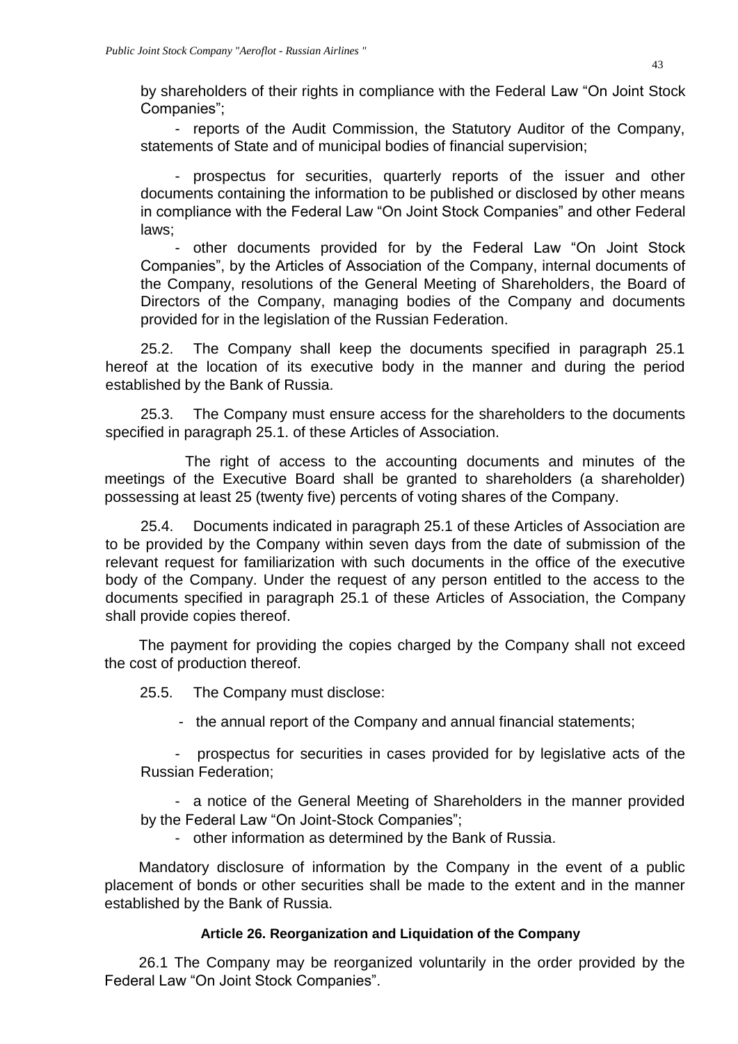by shareholders of their rights in compliance with the Federal Law "On Joint Stock Companies";

- reports of the Audit Commission, the Statutory Auditor of the Company, statements of State and of municipal bodies of financial supervision;

- prospectus for securities, quarterly reports of the issuer and other documents containing the information to be published or disclosed by other means in compliance with the Federal Law "On Joint Stock Companies" and other Federal laws;

- other documents provided for by the Federal Law "On Joint Stock Companies", by the Articles of Association of the Company, internal documents of the Company, resolutions of the General Meeting of Shareholders, the Board of Directors of the Company, managing bodies of the Company and documents provided for in the legislation of the Russian Federation.

25.2. The Company shall keep the documents specified in paragraph 25.1 hereof at the location of its executive body in the manner and during the period established by the Bank of Russia.

25.3. The Company must ensure access for the shareholders to the documents specified in paragraph 25.1. of these Articles of Association.

The right of access to the accounting documents and minutes of the meetings of the Executive Board shall be granted to shareholders (a shareholder) possessing at least 25 (twenty five) percents of voting shares of the Company.

25.4. Documents indicated in paragraph 25.1 of these Articles of Association are to be provided by the Company within seven days from the date of submission of the relevant request for familiarization with such documents in the office of the executive body of the Company. Under the request of any person entitled to the access to the documents specified in paragraph 25.1 of these Articles of Association, the Company shall provide copies thereof.

The payment for providing the copies charged by the Company shall not exceed the cost of production thereof.

25.5. The Company must disclose:

- the annual report of the Company and annual financial statements;

- prospectus for securities in cases provided for by legislative acts of the Russian Federation;

- a notice of the General Meeting of Shareholders in the manner provided by the Federal Law "On Joint-Stock Companies";

- other information as determined by the Bank of Russia.

Mandatory disclosure of information by the Company in the event of a public placement of bonds or other securities shall be made to the extent and in the manner established by the Bank of Russia.

#### Article 26. Reorganization and Liquidation of the Company

26.1 The Company may be reorganized voluntarily in the order provided by the Federal Law "On Joint Stock Companies".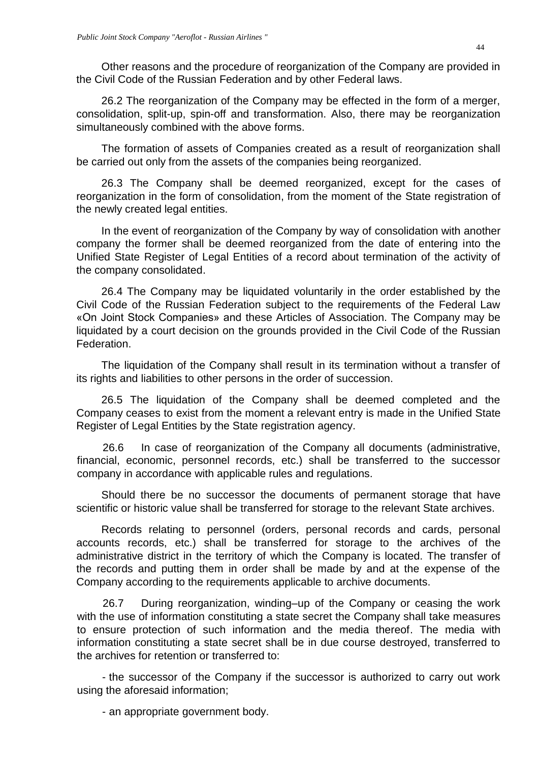Other reasons and the procedure of reorganization of the Company are provided in the Civil Code of the Russian Federation and by other Federal laws.

26.2 The reorganization of the Company may be effected in the form of a merger, consolidation, split-up, spin-off and transformation. Also, there may be reorganization simultaneously combined with the above forms.

The formation of assets of Companies created as a result of reorganization shall be carried out only from the assets of the companies being reorganized.

26.3 The Company shall be deemed reorganized, except for the cases of reorganization in the form of consolidation, from the moment of the State registration of the newly created legal entities.

In the event of reorganization of the Company by way of consolidation with another company the former shall be deemed reorganized from the date of entering into the Unified State Register of Legal Entities of a record about termination of the activity of the company consolidated.

26.4 The Company may be liquidated voluntarily in the order established by the Civil Code of the Russian Federation subject to the requirements of the Federal Law «On Joint Stock Companies» and these Articles of Association. The Company may be liquidated by a court decision on the grounds provided in the Civil Code of the Russian Federation.

The liquidation of the Company shall result in its termination without a transfer of its rights and liabilities to other persons in the order of succession.

26.5 The liquidation of the Company shall be deemed completed and the Company ceases to exist from the moment a relevant entry is made in the Unified State Register of Legal Entities by the State registration agency.

26.6 In case of reorganization of the Company all documents (administrative, financial, economic, personnel records, etc.) shall be transferred to the successor company in accordance with applicable rules and regulations.

Should there be no successor the documents of permanent storage that have scientific or historic value shall be transferred for storage to the relevant State archives.

Records relating to personnel (orders, personal records and cards, personal accounts records, etc.) shall be transferred for storage to the archives of the administrative district in the territory of which the Company is located. The transfer of the records and putting them in order shall be made by and at the expense of the Company according to the requirements applicable to archive documents.

26.7 During reorganization, winding–up of the Company or ceasing the work with the use of information constituting a state secret the Company shall take measures to ensure protection of such information and the media thereof. The media with information constituting a state secret shall be in due course destroyed, transferred to the archives for retention or transferred to:

- the successor of the Company if the successor is authorized to carry out work using the aforesaid information;

- an appropriate government body.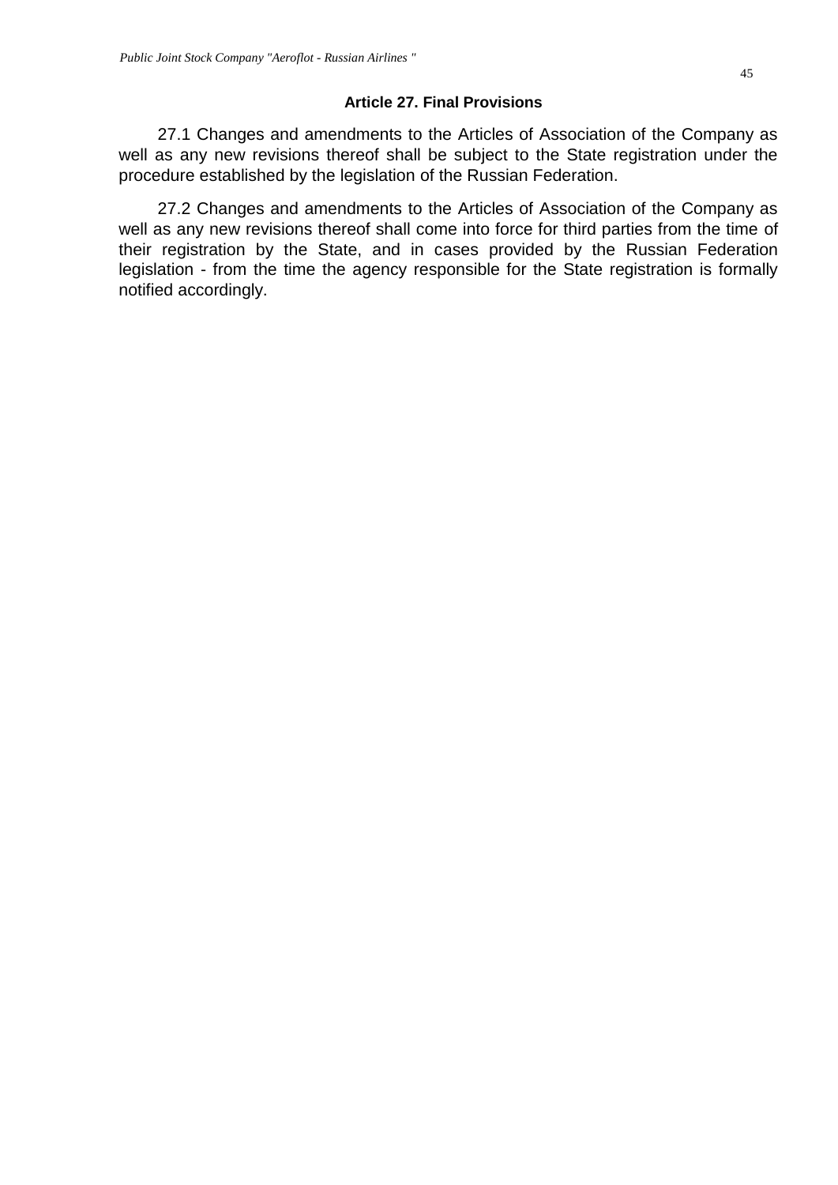### Article 27. Final Provisions

27.1 Changes and amendments to the Articles of Association of the Company as well as any new revisions thereof shall be subject to the State registration under the procedure established by the legislation of the Russian Federation.

27.2 Changes and amendments to the Articles of Association of the Company as well as any new revisions thereof shall come into force for third parties from the time of their registration by the State, and in cases provided by the Russian Federation legislation - from the time the agency responsible for the State registration is formally notified accordingly.